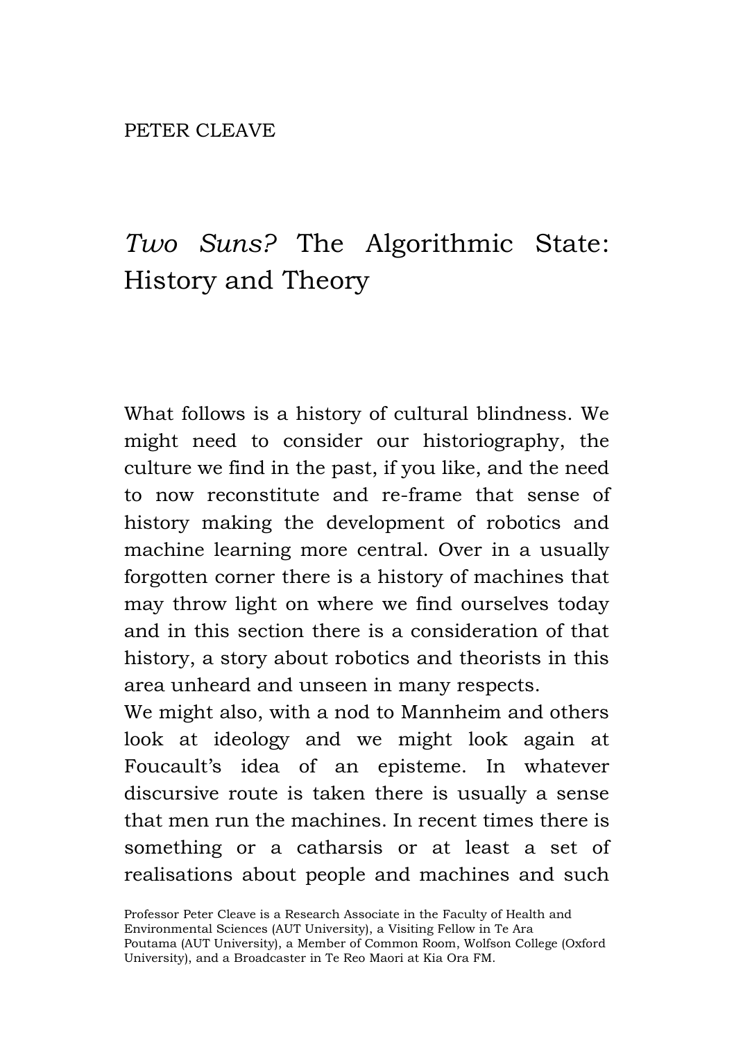PETER CLEAVE

# *Two Suns?* The Algorithmic State: History and Theory

What follows is a history of cultural blindness. We might need to consider our historiography, the culture we find in the past, if you like, and the need to now reconstitute and re-frame that sense of history making the development of robotics and machine learning more central. Over in a usually forgotten corner there is a history of machines that may throw light on where we find ourselves today and in this section there is a consideration of that history, a story about robotics and theorists in this area unheard and unseen in many respects.

We might also, with a nod to Mannheim and others look at ideology and we might look again at Foucault's idea of an episteme. In whatever discursive route is taken there is usually a sense that men run the machines. In recent times there is something or a catharsis or at least a set of realisations about people and machines and such

Professor Peter Cleave is a Research Associate in the Faculty of Health and Environmental Sciences (AUT University), a Visiting Fellow in Te Ara Poutama (AUT University), a Member of Common Room, Wolfson College (Oxford University), and a Broadcaster in Te Reo Maori at Kia Ora FM.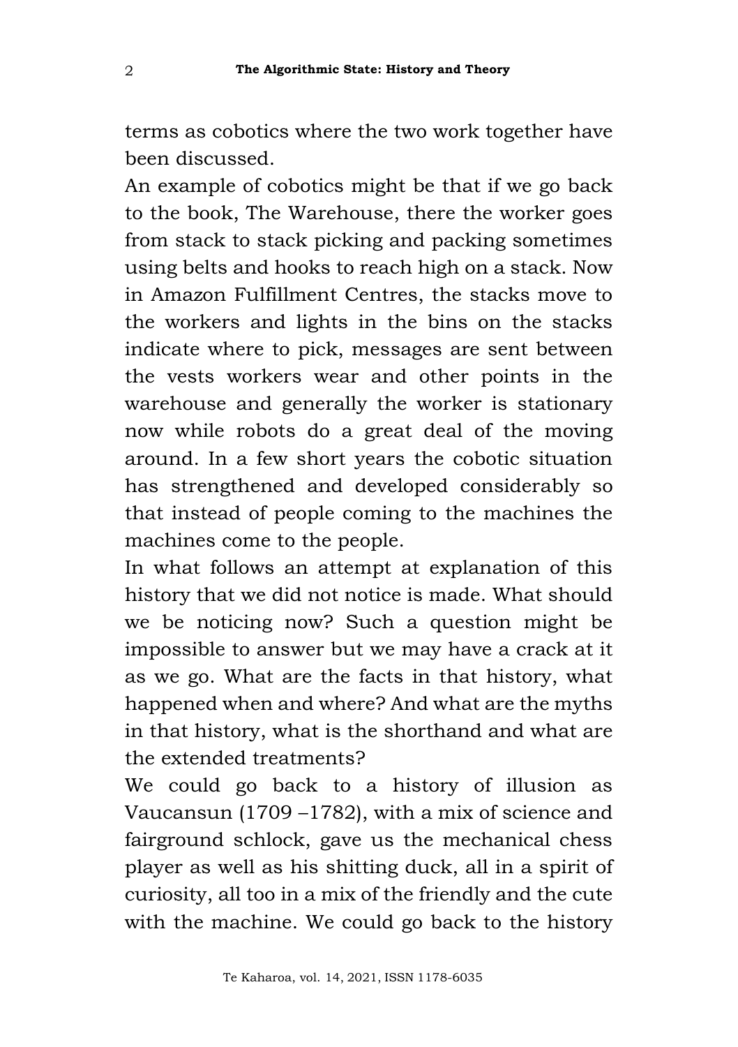terms as cobotics where the two work together have been discussed.

An example of cobotics might be that if we go back to the book, The Warehouse, there the worker goes from stack to stack picking and packing sometimes using belts and hooks to reach high on a stack. Now in Amazon Fulfillment Centres, the stacks move to the workers and lights in the bins on the stacks indicate where to pick, messages are sent between the vests workers wear and other points in the warehouse and generally the worker is stationary now while robots do a great deal of the moving around. In a few short years the cobotic situation has strengthened and developed considerably so that instead of people coming to the machines the machines come to the people.

In what follows an attempt at explanation of this history that we did not notice is made. What should we be noticing now? Such a question might be impossible to answer but we may have a crack at it as we go. What are the facts in that history, what happened when and where? And what are the myths in that history, what is the shorthand and what are the extended treatments?

We could go back to a history of illusion as Vaucansun (1709 –1782), with a mix of science and fairground schlock, gave us the mechanical chess player as well as his shitting duck, all in a spirit of curiosity, all too in a mix of the friendly and the cute with the machine. We could go back to the history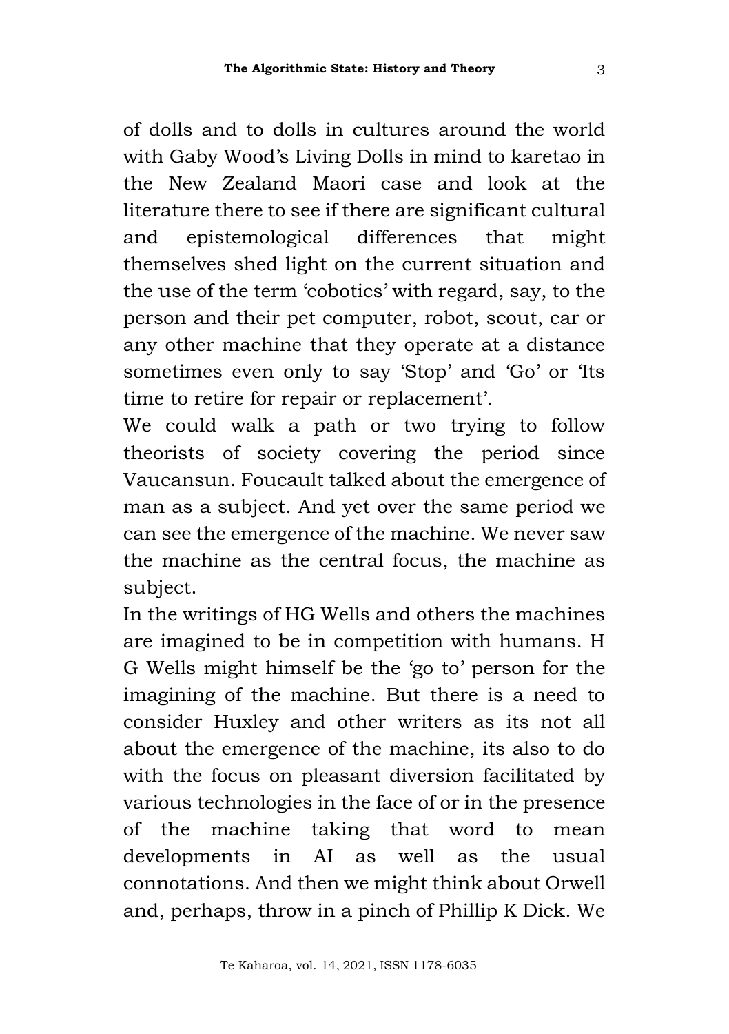of dolls and to dolls in cultures around the world with Gaby Wood's Living Dolls in mind to karetao in the New Zealand Maori case and look at the literature there to see if there are significant cultural and epistemological differences that might themselves shed light on the current situation and the use of the term 'cobotics' with regard, say, to the person and their pet computer, robot, scout, car or any other machine that they operate at a distance sometimes even only to say 'Stop' and 'Go' or 'Its time to retire for repair or replacement'.

We could walk a path or two trying to follow theorists of society covering the period since Vaucansun. Foucault talked about the emergence of man as a subject. And yet over the same period we can see the emergence of the machine. We never saw the machine as the central focus, the machine as subject.

In the writings of HG Wells and others the machines are imagined to be in competition with humans. H G Wells might himself be the 'go to' person for the imagining of the machine. But there is a need to consider Huxley and other writers as its not all about the emergence of the machine, its also to do with the focus on pleasant diversion facilitated by various technologies in the face of or in the presence of the machine taking that word to mean developments in AI as well as the usual connotations. And then we might think about Orwell and, perhaps, throw in a pinch of Phillip K Dick. We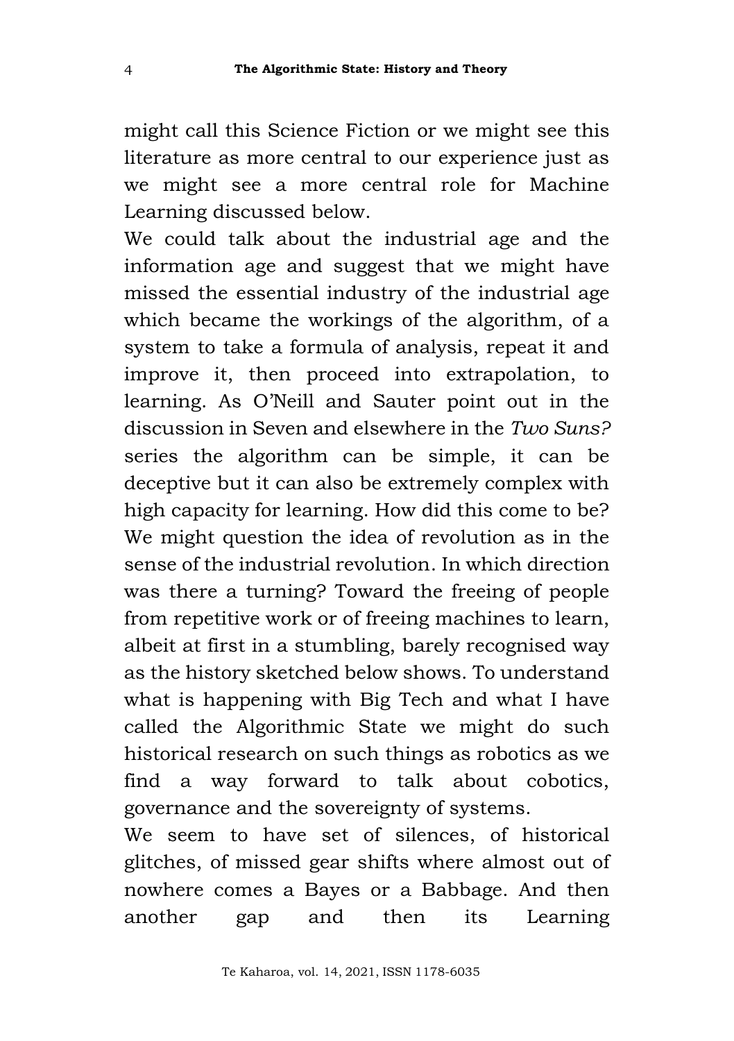might call this Science Fiction or we might see this literature as more central to our experience just as we might see a more central role for Machine Learning discussed below.

We could talk about the industrial age and the information age and suggest that we might have missed the essential industry of the industrial age which became the workings of the algorithm, of a system to take a formula of analysis, repeat it and improve it, then proceed into extrapolation, to learning. As O'Neill and Sauter point out in the discussion in Seven and elsewhere in the *Two Suns?* series the algorithm can be simple, it can be deceptive but it can also be extremely complex with high capacity for learning. How did this come to be? We might question the idea of revolution as in the sense of the industrial revolution. In which direction was there a turning? Toward the freeing of people from repetitive work or of freeing machines to learn, albeit at first in a stumbling, barely recognised way as the history sketched below shows. To understand what is happening with Big Tech and what I have called the Algorithmic State we might do such historical research on such things as robotics as we find a way forward to talk about cobotics, governance and the sovereignty of systems.

We seem to have set of silences, of historical glitches, of missed gear shifts where almost out of nowhere comes a Bayes or a Babbage. And then another gap and then its Learning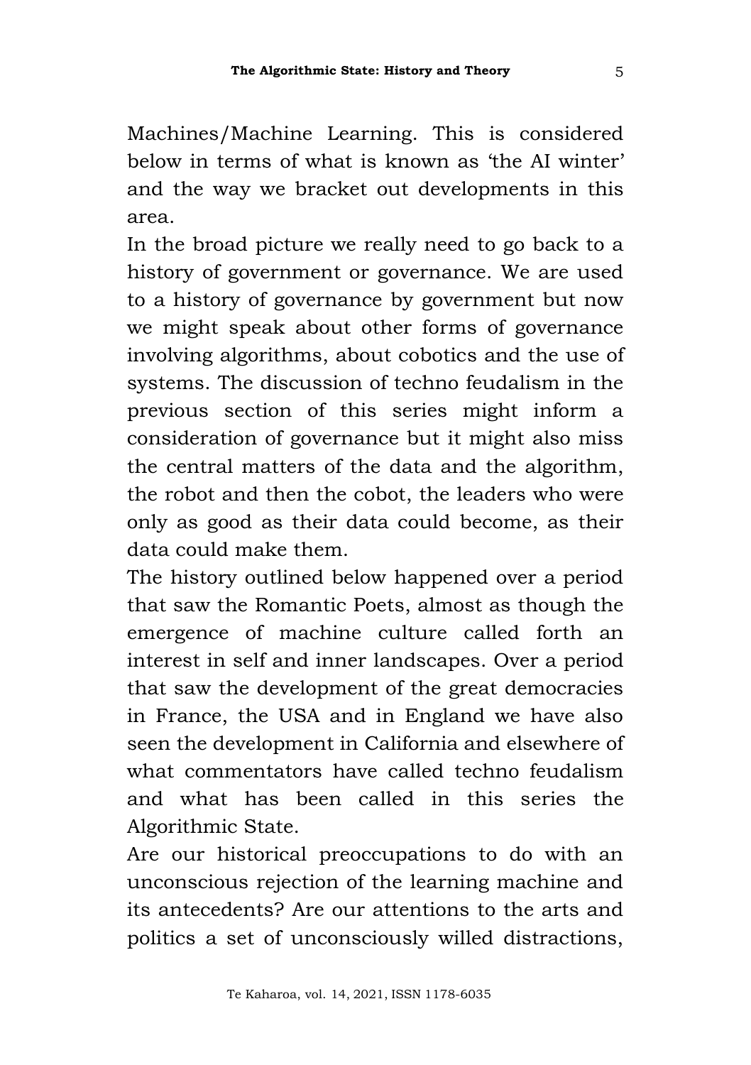Machines/Machine Learning. This is considered below in terms of what is known as 'the AI winter' and the way we bracket out developments in this area.

In the broad picture we really need to go back to a history of government or governance. We are used to a history of governance by government but now we might speak about other forms of governance involving algorithms, about cobotics and the use of systems. The discussion of techno feudalism in the previous section of this series might inform a consideration of governance but it might also miss the central matters of the data and the algorithm, the robot and then the cobot, the leaders who were only as good as their data could become, as their data could make them.

The history outlined below happened over a period that saw the Romantic Poets, almost as though the emergence of machine culture called forth an interest in self and inner landscapes. Over a period that saw the development of the great democracies in France, the USA and in England we have also seen the development in California and elsewhere of what commentators have called techno feudalism and what has been called in this series the Algorithmic State.

Are our historical preoccupations to do with an unconscious rejection of the learning machine and its antecedents? Are our attentions to the arts and politics a set of unconsciously willed distractions,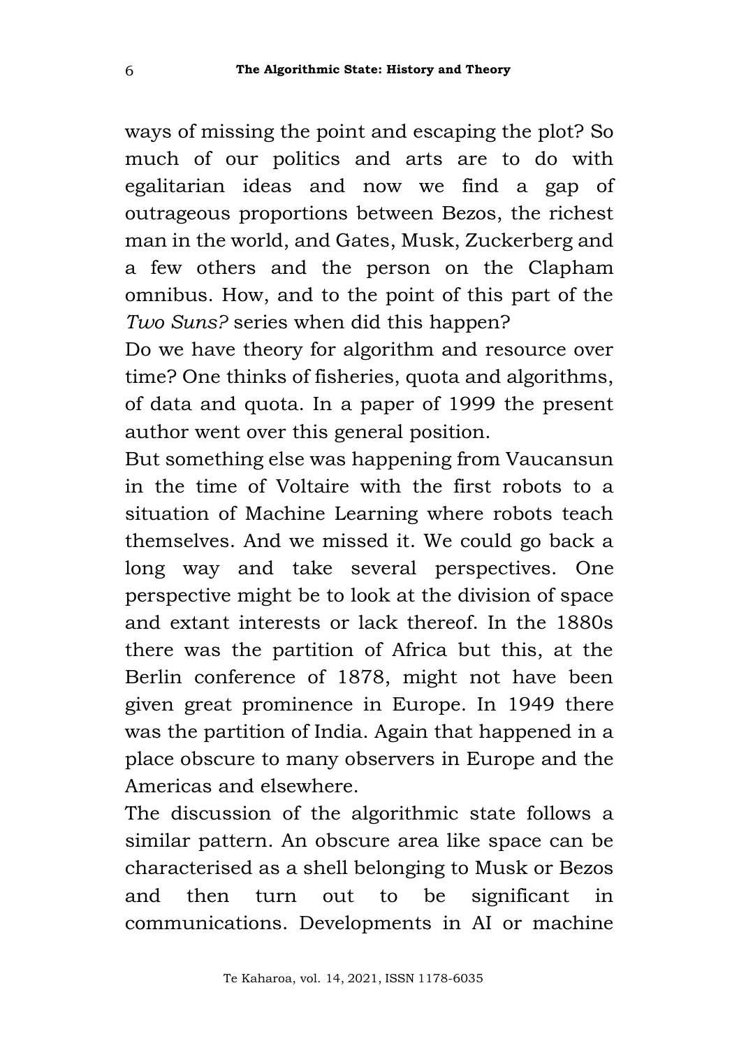ways of missing the point and escaping the plot? So much of our politics and arts are to do with egalitarian ideas and now we find a gap of outrageous proportions between Bezos, the richest man in the world, and Gates, Musk, Zuckerberg and a few others and the person on the Clapham omnibus. How, and to the point of this part of the *Two Suns?* series when did this happen?

Do we have theory for algorithm and resource over time? One thinks of fisheries, quota and algorithms, of data and quota. In a paper of 1999 the present author went over this general position.

But something else was happening from Vaucansun in the time of Voltaire with the first robots to a situation of Machine Learning where robots teach themselves. And we missed it. We could go back a long way and take several perspectives. One perspective might be to look at the division of space and extant interests or lack thereof. In the 1880s there was the partition of Africa but this, at the Berlin conference of 1878, might not have been given great prominence in Europe. In 1949 there was the partition of India. Again that happened in a place obscure to many observers in Europe and the Americas and elsewhere.

The discussion of the algorithmic state follows a similar pattern. An obscure area like space can be characterised as a shell belonging to Musk or Bezos and then turn out to be significant in communications. Developments in AI or machine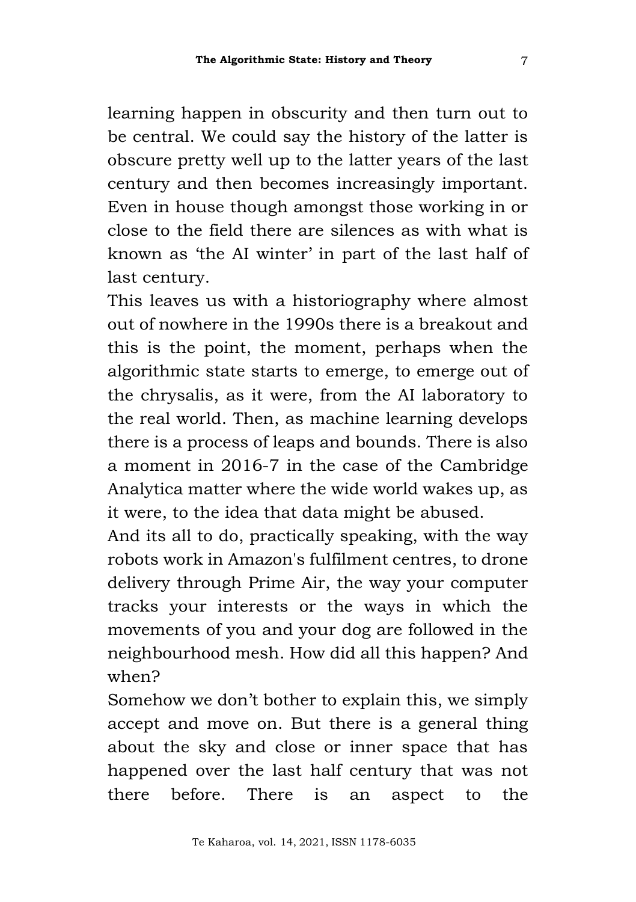learning happen in obscurity and then turn out to be central. We could say the history of the latter is obscure pretty well up to the latter years of the last century and then becomes increasingly important. Even in house though amongst those working in or close to the field there are silences as with what is known as 'the AI winter' in part of the last half of last century.

This leaves us with a historiography where almost out of nowhere in the 1990s there is a breakout and this is the point, the moment, perhaps when the algorithmic state starts to emerge, to emerge out of the chrysalis, as it were, from the AI laboratory to the real world. Then, as machine learning develops there is a process of leaps and bounds. There is also a moment in 2016-7 in the case of the Cambridge Analytica matter where the wide world wakes up, as it were, to the idea that data might be abused.

And its all to do, practically speaking, with the way robots work in Amazon's fulfilment centres, to drone delivery through Prime Air, the way your computer tracks your interests or the ways in which the movements of you and your dog are followed in the neighbourhood mesh. How did all this happen? And when?

Somehow we don't bother to explain this, we simply accept and move on. But there is a general thing about the sky and close or inner space that has happened over the last half century that was not there before. There is an aspect to the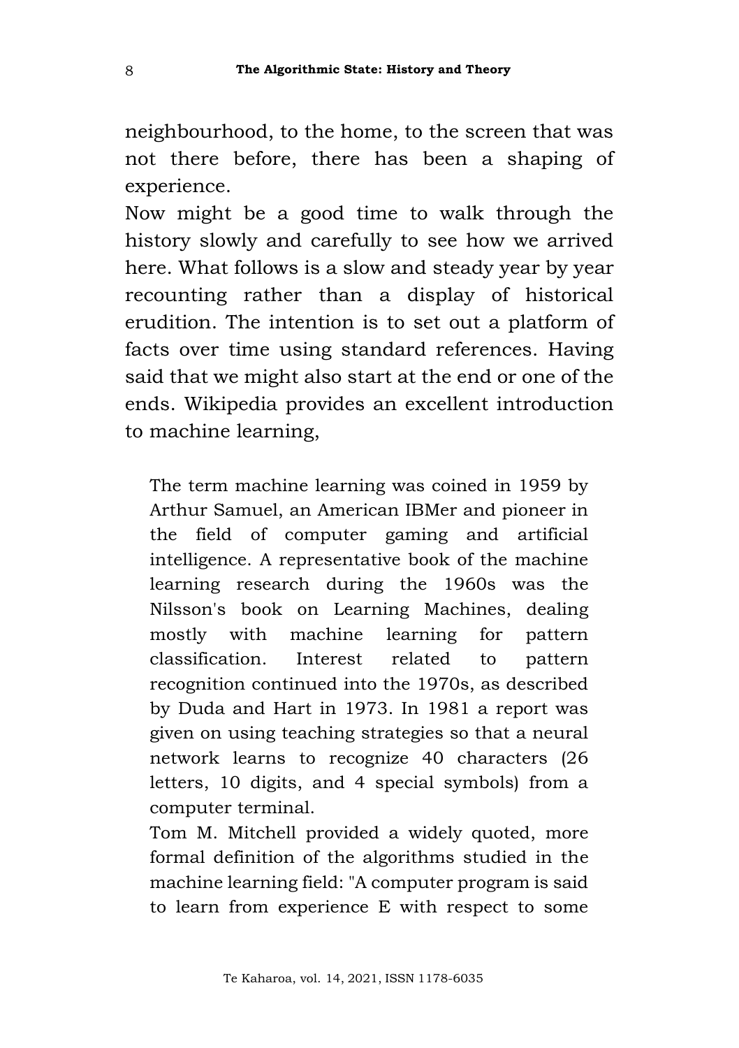neighbourhood, to the home, to the screen that was not there before, there has been a shaping of experience.

Now might be a good time to walk through the history slowly and carefully to see how we arrived here. What follows is a slow and steady year by year recounting rather than a display of historical erudition. The intention is to set out a platform of facts over time using standard references. Having said that we might also start at the end or one of the ends. Wikipedia provides an excellent introduction to machine learning,

> The term machine learning was coined in 1959 by Arthur Samuel, an American IBMer and pioneer in the field of computer gaming and artificial intelligence. A representative book of the machine learning research during the 1960s was the Nilsson's book on Learning Machines, dealing mostly with machine learning for pattern classification. Interest related to pattern recognition continued into the 1970s, as described by Duda and Hart in 1973. In 1981 a report was given on using teaching strategies so that a neural network learns to recognize 40 characters (26 letters, 10 digits, and 4 special symbols) from a computer terminal.
>
> Tom M. Mitchell provided a widely quoted, more formal definition of the algorithms studied in the machine learning field: "A computer program is said to learn from experience E with respect to some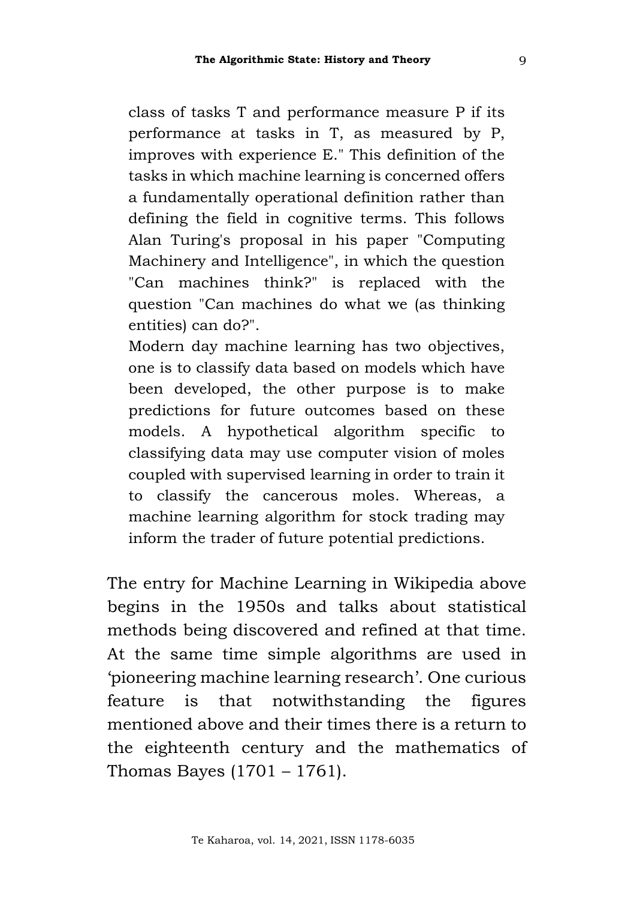> class of tasks T and performance measure P if its performance at tasks in T, as measured by P, improves with experience E." This definition of the tasks in which machine learning is concerned offers a fundamentally operational definition rather than defining the field in cognitive terms. This follows Alan Turing's proposal in his paper "Computing Machinery and Intelligence", in which the question "Can machines think?" is replaced with the question "Can machines do what we (as thinking entities) can do?".
>
> Modern day machine learning has two objectives, one is to classify data based on models which have been developed, the other purpose is to make predictions for future outcomes based on these models. A hypothetical algorithm specific to classifying data may use computer vision of moles coupled with supervised learning in order to train it to classify the cancerous moles. Whereas, a machine learning algorithm for stock trading may inform the trader of future potential predictions.

The entry for Machine Learning in Wikipedia above begins in the 1950s and talks about statistical methods being discovered and refined at that time. At the same time simple algorithms are used in 'pioneering machine learning research'. One curious feature is that notwithstanding the figures mentioned above and their times there is a return to the eighteenth century and the mathematics of Thomas Bayes (1701 – 1761).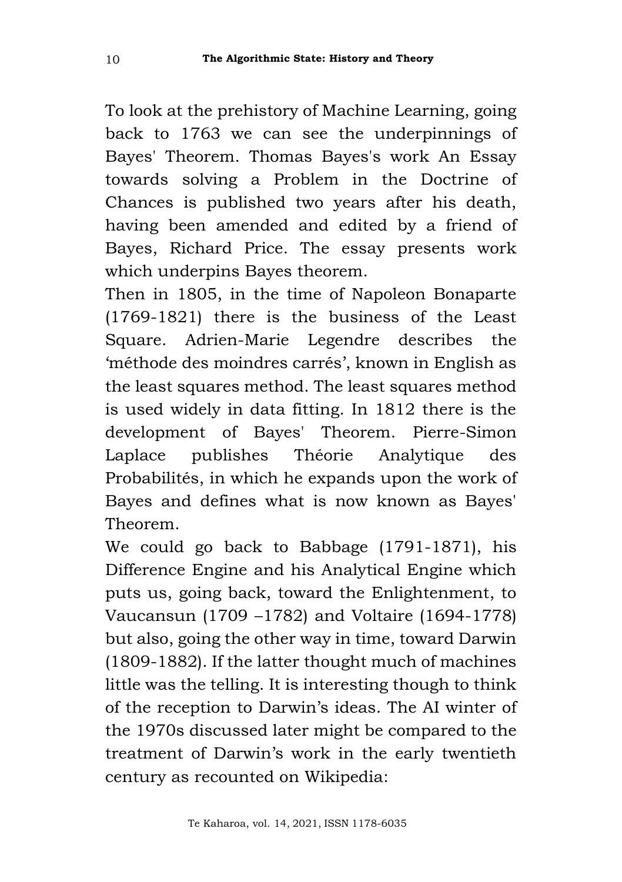To look at the prehistory of Machine Learning, going back to 1763 we can see the underpinnings of Bayes' Theorem. Thomas Bayes's work An Essay towards solving a Problem in the Doctrine of Chances is published two years after his death, having been amended and edited by a friend of Bayes, Richard Price. The essay presents work which underpins Bayes theorem.

Then in 1805, in the time of Napoleon Bonaparte (1769-1821) there is the business of the Least Square. Adrien-Marie Legendre describes the 'méthode des moindres carrés', known in English as the least squares method. The least squares method is used widely in data fitting. In 1812 there is the development of Bayes' Theorem. Pierre-Simon Laplace publishes Théorie Analytique des Probabilités, in which he expands upon the work of Bayes and defines what is now known as Bayes' Theorem.

We could go back to Babbage (1791-1871), his Difference Engine and his Analytical Engine which puts us, going back, toward the Enlightenment, to Vaucansun (1709 –1782) and Voltaire (1694-1778) but also, going the other way in time, toward Darwin (1809-1882). If the latter thought much of machines little was the telling. It is interesting though to think of the reception to Darwin's ideas. The AI winter of the 1970s discussed later might be compared to the treatment of Darwin's work in the early twentieth century as recounted on Wikipedia: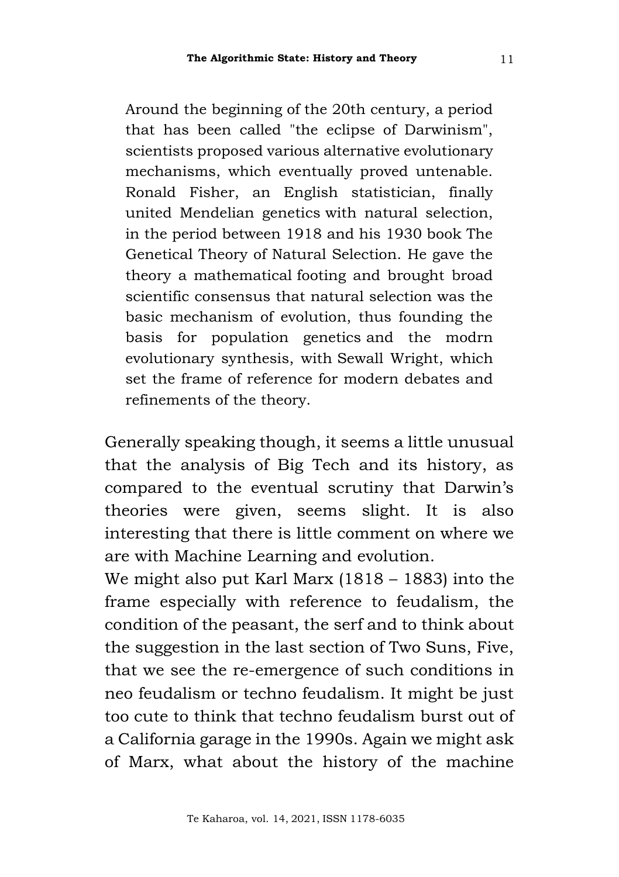> Around the beginning of the 20th century, a period that has been called "the eclipse of Darwinism", scientists proposed various alternative evolutionary mechanisms, which eventually proved untenable. Ronald Fisher, an English statistician, finally united Mendelian genetics with natural selection, in the period between 1918 and his 1930 book The Genetical Theory of Natural Selection. He gave the theory a mathematical footing and brought broad scientific consensus that natural selection was the basic mechanism of evolution, thus founding the basis for population genetics and the modrn evolutionary synthesis, with Sewall Wright, which set the frame of reference for modern debates and refinements of the theory.

Generally speaking though, it seems a little unusual that the analysis of Big Tech and its history, as compared to the eventual scrutiny that Darwin's theories were given, seems slight. It is also interesting that there is little comment on where we are with Machine Learning and evolution.

We might also put Karl Marx (1818 – 1883) into the frame especially with reference to feudalism, the condition of the peasant, the serf and to think about the suggestion in the last section of Two Suns, Five, that we see the re-emergence of such conditions in neo feudalism or techno feudalism. It might be just too cute to think that techno feudalism burst out of a California garage in the 1990s. Again we might ask of Marx, what about the history of the machine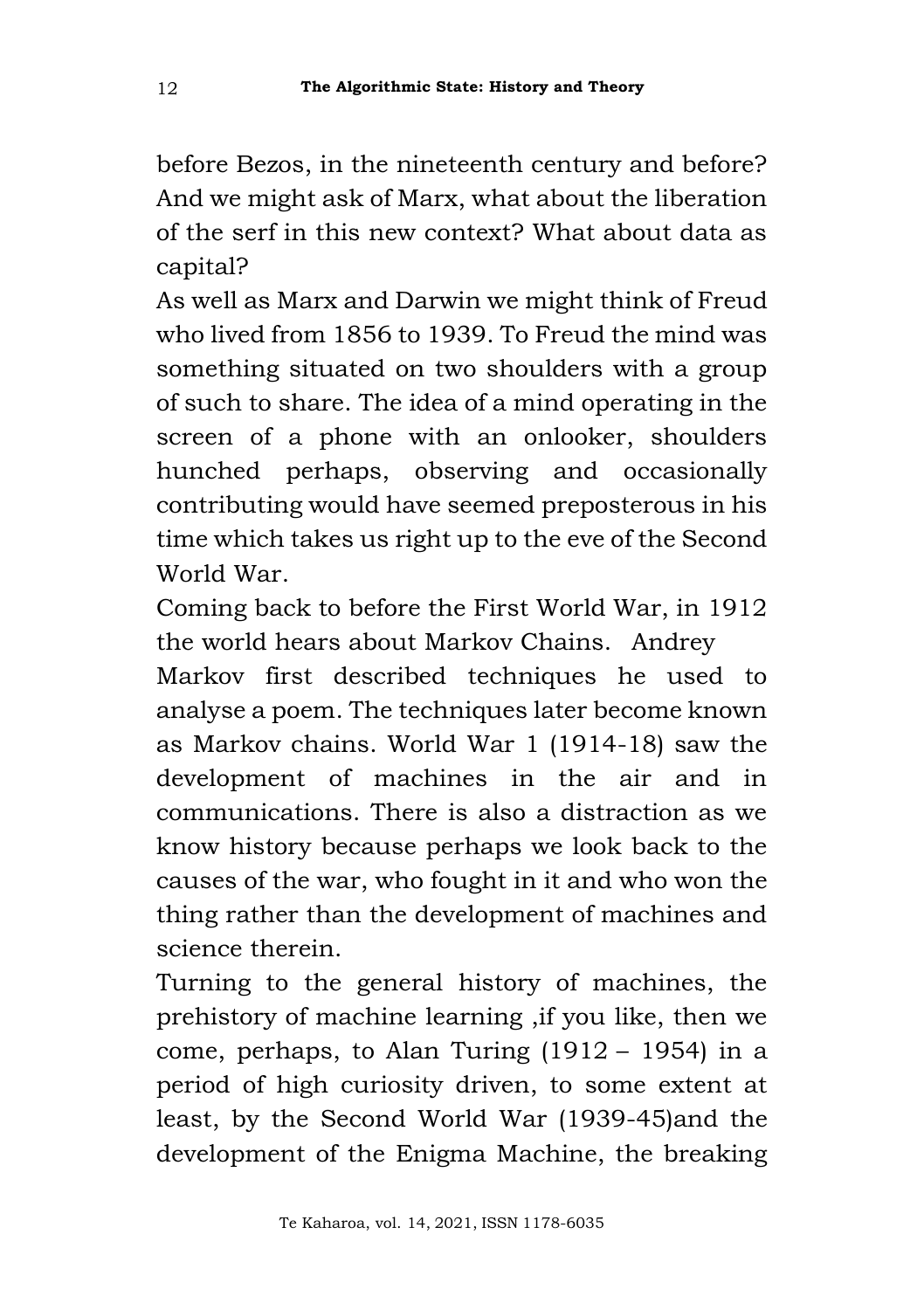before Bezos, in the nineteenth century and before? And we might ask of Marx, what about the liberation of the serf in this new context? What about data as capital?

As well as Marx and Darwin we might think of Freud who lived from 1856 to 1939. To Freud the mind was something situated on two shoulders with a group of such to share. The idea of a mind operating in the screen of a phone with an onlooker, shoulders hunched perhaps, observing and occasionally contributing would have seemed preposterous in his time which takes us right up to the eve of the Second World War.

Coming back to before the First World War, in 1912 the world hears about Markov Chains. Andrey Markov first described techniques he used to analyse a poem. The techniques later become known as Markov chains. World War 1 (1914-18) saw the development of machines in the air and in communications. There is also a distraction as we know history because perhaps we look back to the causes of the war, who fought in it and who won the thing rather than the development of machines and science therein.

Turning to the general history of machines, the prehistory of machine learning ,if you like, then we come, perhaps, to Alan Turing (1912 – 1954) in a period of high curiosity driven, to some extent at least, by the Second World War (1939-45)and the development of the Enigma Machine, the breaking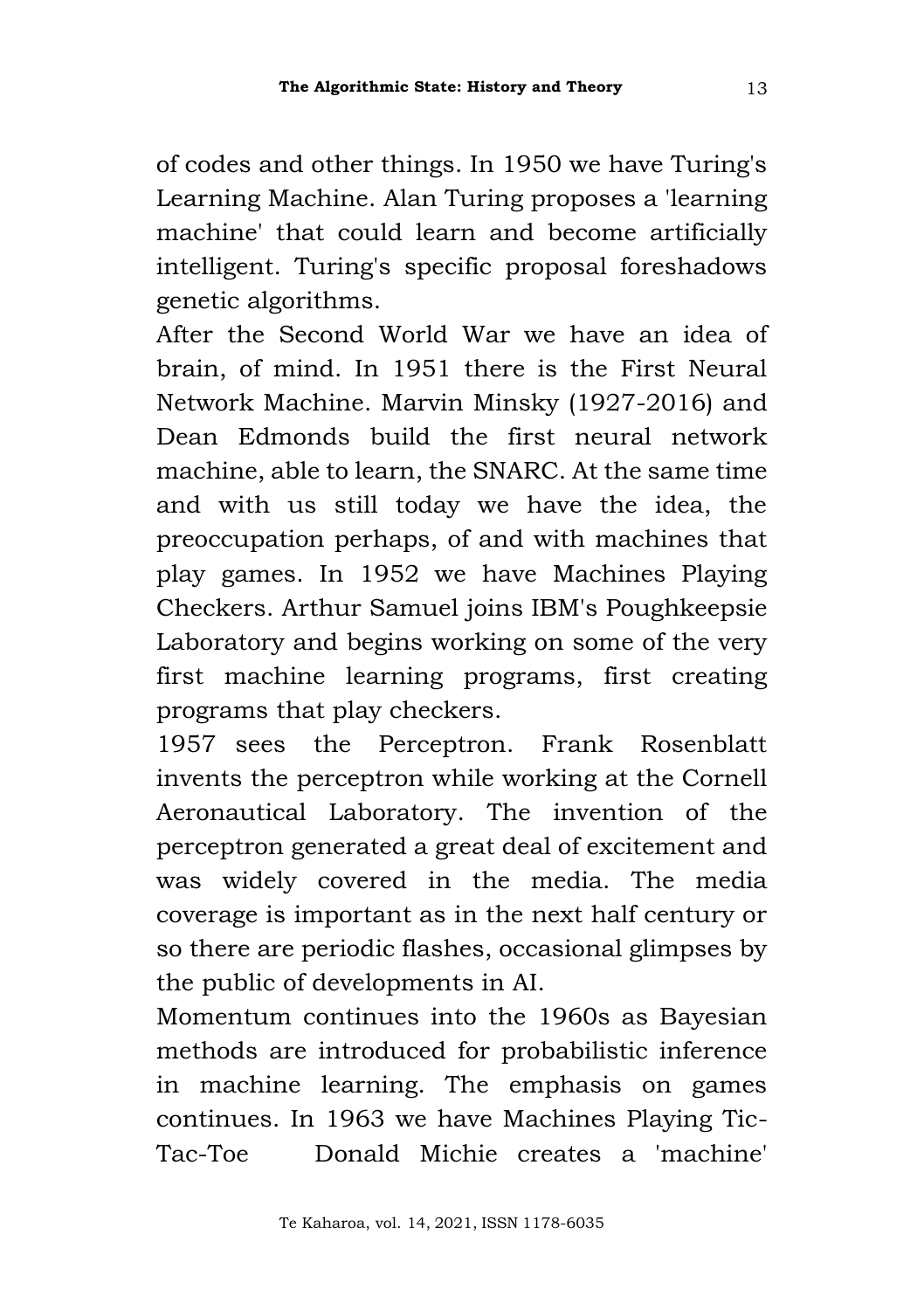of codes and other things. In 1950 we have Turing's Learning Machine. Alan Turing proposes a 'learning machine' that could learn and become artificially intelligent. Turing's specific proposal foreshadows genetic algorithms.

After the Second World War we have an idea of brain, of mind. In 1951 there is the First Neural Network Machine. Marvin Minsky (1927-2016) and Dean Edmonds build the first neural network machine, able to learn, the SNARC. At the same time and with us still today we have the idea, the preoccupation perhaps, of and with machines that play games. In 1952 we have Machines Playing Checkers. Arthur Samuel joins IBM's Poughkeepsie Laboratory and begins working on some of the very first machine learning programs, first creating programs that play checkers.

1957 sees the Perceptron. Frank Rosenblatt invents the perceptron while working at the Cornell Aeronautical Laboratory. The invention of the perceptron generated a great deal of excitement and was widely covered in the media. The media coverage is important as in the next half century or so there are periodic flashes, occasional glimpses by the public of developments in AI.

Momentum continues into the 1960s as Bayesian methods are introduced for probabilistic inference in machine learning. The emphasis on games continues. In 1963 we have Machines Playing Tic-Tac-Toe Donald Michie creates a 'machine'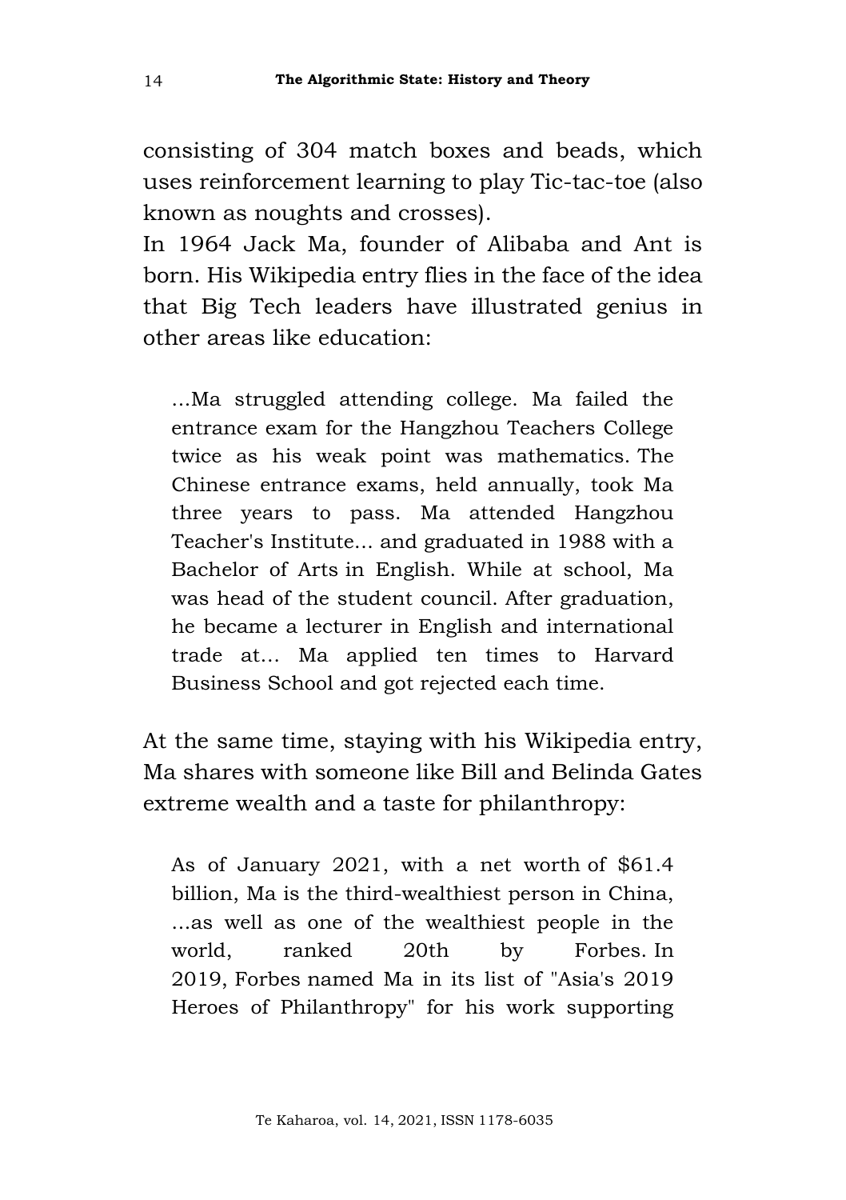consisting of 304 match boxes and beads, which uses reinforcement learning to play Tic-tac-toe (also known as noughts and crosses).

In 1964 Jack Ma, founder of Alibaba and Ant is born. His Wikipedia entry flies in the face of the idea that Big Tech leaders have illustrated genius in other areas like education:

> …Ma struggled attending college. Ma failed the entrance exam for the Hangzhou Teachers College twice as his weak point was mathematics. The Chinese entrance exams, held annually, took Ma three years to pass. Ma attended Hangzhou Teacher's Institute… and graduated in 1988 with a Bachelor of Arts in English. While at school, Ma was head of the student council. After graduation, he became a lecturer in English and international trade at… Ma applied ten times to Harvard Business School and got rejected each time.

At the same time, staying with his Wikipedia entry, Ma shares with someone like Bill and Belinda Gates extreme wealth and a taste for philanthropy:

> As of January 2021, with a net worth of $61.4 billion, Ma is the third-wealthiest person in China, …as well as one of the wealthiest people in the world, ranked 20th by Forbes. In 2019, Forbes named Ma in its list of "Asia's 2019 Heroes of Philanthropy" for his work supporting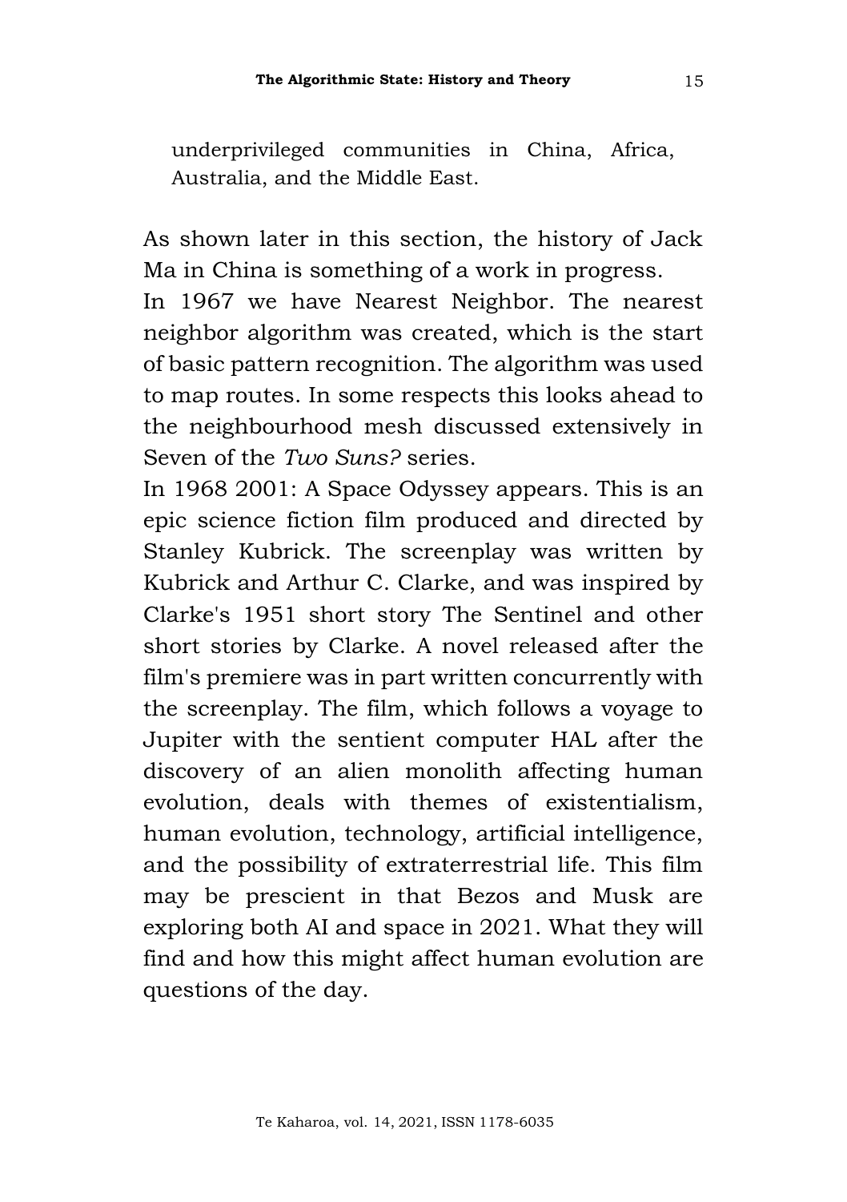underprivileged communities in China, Africa, Australia, and the Middle East.

As shown later in this section, the history of Jack Ma in China is something of a work in progress.

In 1967 we have Nearest Neighbor. The nearest neighbor algorithm was created, which is the start of basic pattern recognition. The algorithm was used to map routes. In some respects this looks ahead to the neighbourhood mesh discussed extensively in Seven of the *Two Suns?* series.

In 1968 2001: A Space Odyssey appears. This is an epic science fiction film produced and directed by Stanley Kubrick. The screenplay was written by Kubrick and Arthur C. Clarke, and was inspired by Clarke's 1951 short story The Sentinel and other short stories by Clarke. A novel released after the film's premiere was in part written concurrently with the screenplay. The film, which follows a voyage to Jupiter with the sentient computer HAL after the discovery of an alien monolith affecting human evolution, deals with themes of existentialism, human evolution, technology, artificial intelligence, and the possibility of extraterrestrial life. This film may be prescient in that Bezos and Musk are exploring both AI and space in 2021. What they will find and how this might affect human evolution are questions of the day.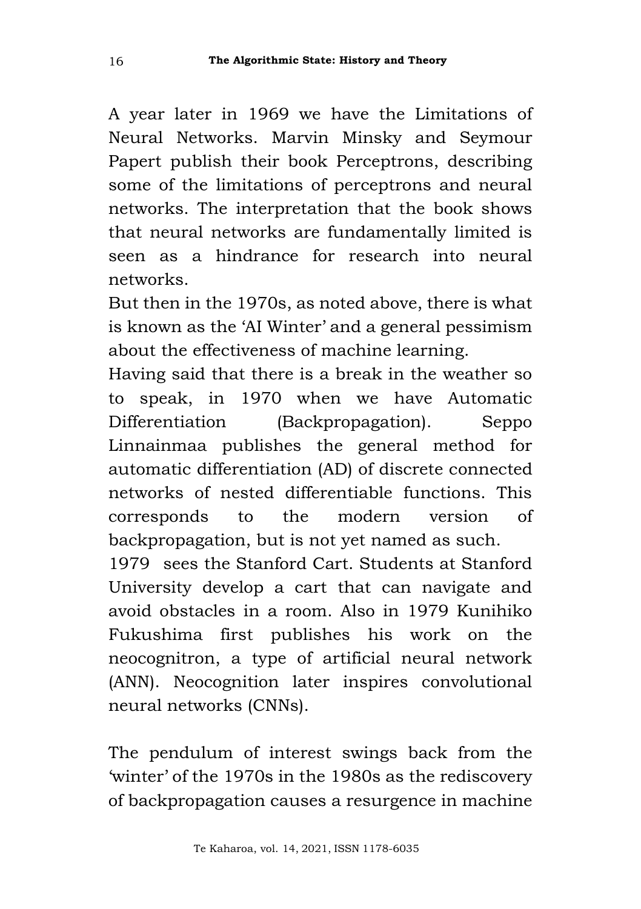A year later in 1969 we have the Limitations of Neural Networks. Marvin Minsky and Seymour Papert publish their book Perceptrons, describing some of the limitations of perceptrons and neural networks. The interpretation that the book shows that neural networks are fundamentally limited is seen as a hindrance for research into neural networks.

But then in the 1970s, as noted above, there is what is known as the 'AI Winter' and a general pessimism about the effectiveness of machine learning.

Having said that there is a break in the weather so to speak, in 1970 when we have Automatic Differentiation (Backpropagation). Seppo Linnainmaa publishes the general method for automatic differentiation (AD) of discrete connected networks of nested differentiable functions. This corresponds to the modern version of backpropagation, but is not yet named as such.

1979 sees the Stanford Cart. Students at Stanford University develop a cart that can navigate and avoid obstacles in a room. Also in 1979 Kunihiko Fukushima first publishes his work on the neocognitron, a type of artificial neural network (ANN). Neocognition later inspires convolutional neural networks (CNNs).

The pendulum of interest swings back from the 'winter' of the 1970s in the 1980s as the rediscovery of backpropagation causes a resurgence in machine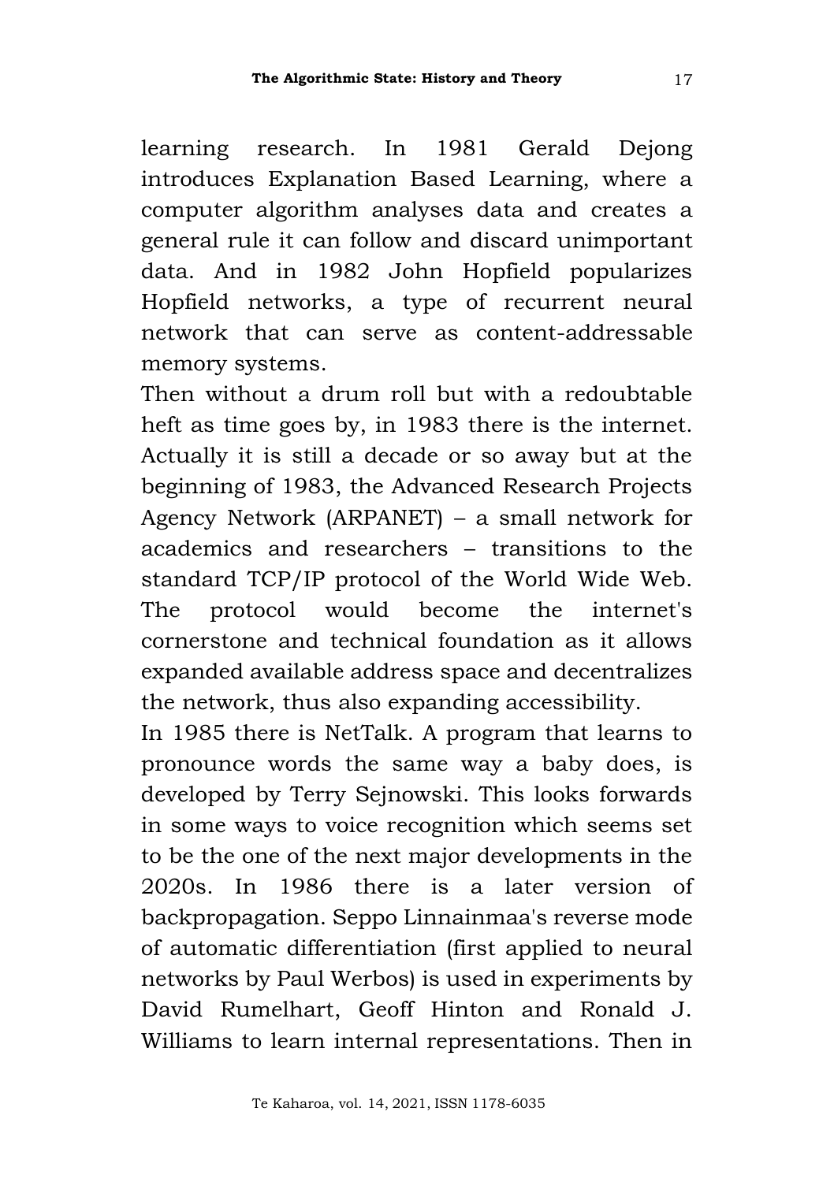learning research. In 1981 Gerald Dejong introduces Explanation Based Learning, where a computer algorithm analyses data and creates a general rule it can follow and discard unimportant data. And in 1982 John Hopfield popularizes Hopfield networks, a type of recurrent neural network that can serve as content-addressable memory systems.

Then without a drum roll but with a redoubtable heft as time goes by, in 1983 there is the internet. Actually it is still a decade or so away but at the beginning of 1983, the Advanced Research Projects Agency Network (ARPANET) – a small network for academics and researchers – transitions to the standard TCP/IP protocol of the World Wide Web. The protocol would become the internet's cornerstone and technical foundation as it allows expanded available address space and decentralizes the network, thus also expanding accessibility.

In 1985 there is NetTalk. A program that learns to pronounce words the same way a baby does, is developed by Terry Sejnowski. This looks forwards in some ways to voice recognition which seems set to be the one of the next major developments in the 2020s. In 1986 there is a later version of backpropagation. Seppo Linnainmaa's reverse mode of automatic differentiation (first applied to neural networks by Paul Werbos) is used in experiments by David Rumelhart, Geoff Hinton and Ronald J. Williams to learn internal representations. Then in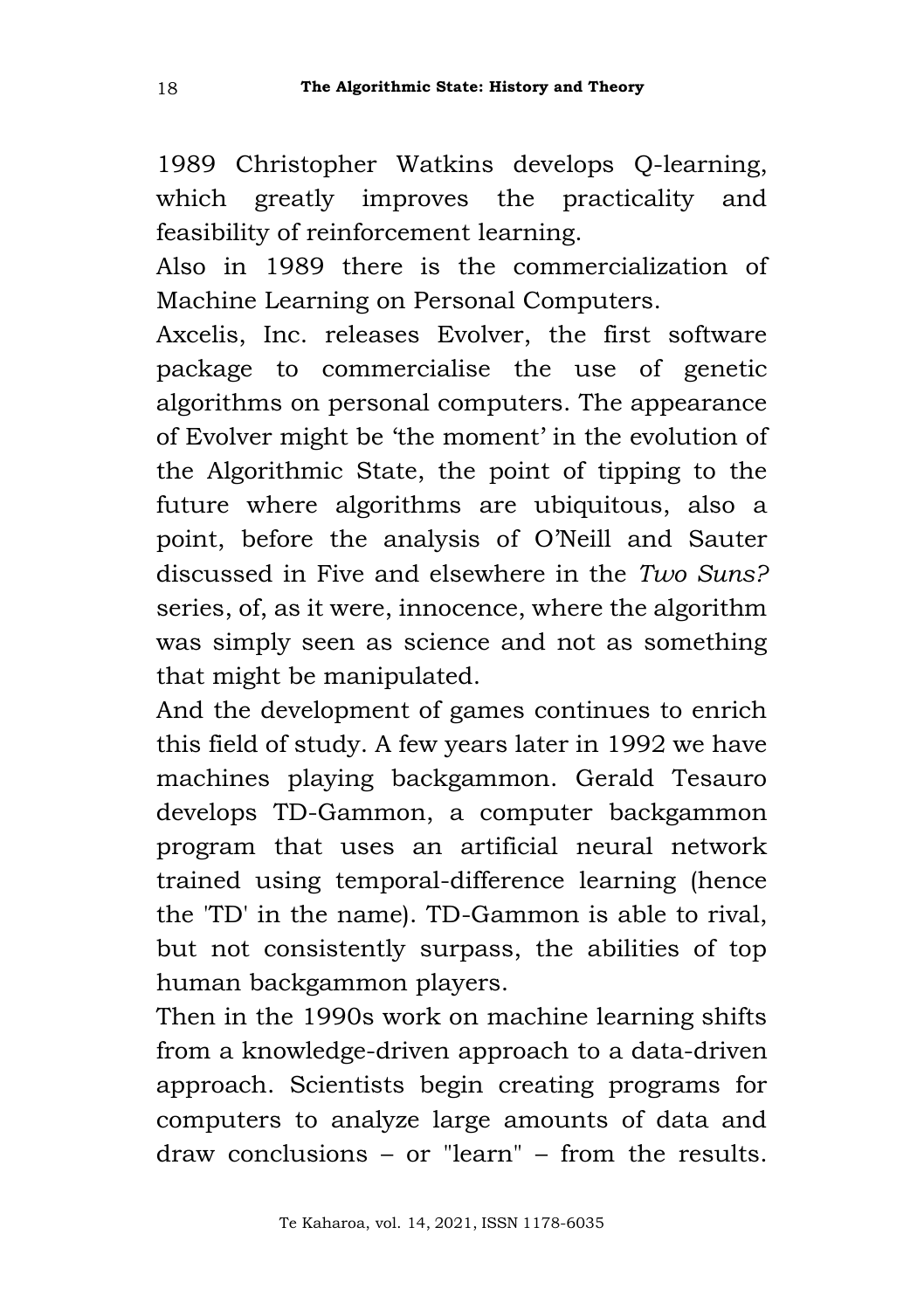1989 Christopher Watkins develops Q-learning, which greatly improves the practicality and feasibility of reinforcement learning.

Also in 1989 there is the commercialization of Machine Learning on Personal Computers.

Axcelis, Inc. releases Evolver, the first software package to commercialise the use of genetic algorithms on personal computers. The appearance of Evolver might be 'the moment' in the evolution of the Algorithmic State, the point of tipping to the future where algorithms are ubiquitous, also a point, before the analysis of O'Neill and Sauter discussed in Five and elsewhere in the *Two Suns?* series, of, as it were, innocence, where the algorithm was simply seen as science and not as something that might be manipulated.

And the development of games continues to enrich this field of study. A few years later in 1992 we have machines playing backgammon. Gerald Tesauro develops TD-Gammon, a computer backgammon program that uses an artificial neural network trained using temporal-difference learning (hence the 'TD' in the name). TD-Gammon is able to rival, but not consistently surpass, the abilities of top human backgammon players.

Then in the 1990s work on machine learning shifts from a knowledge-driven approach to a data-driven approach. Scientists begin creating programs for computers to analyze large amounts of data and draw conclusions – or "learn" – from the results.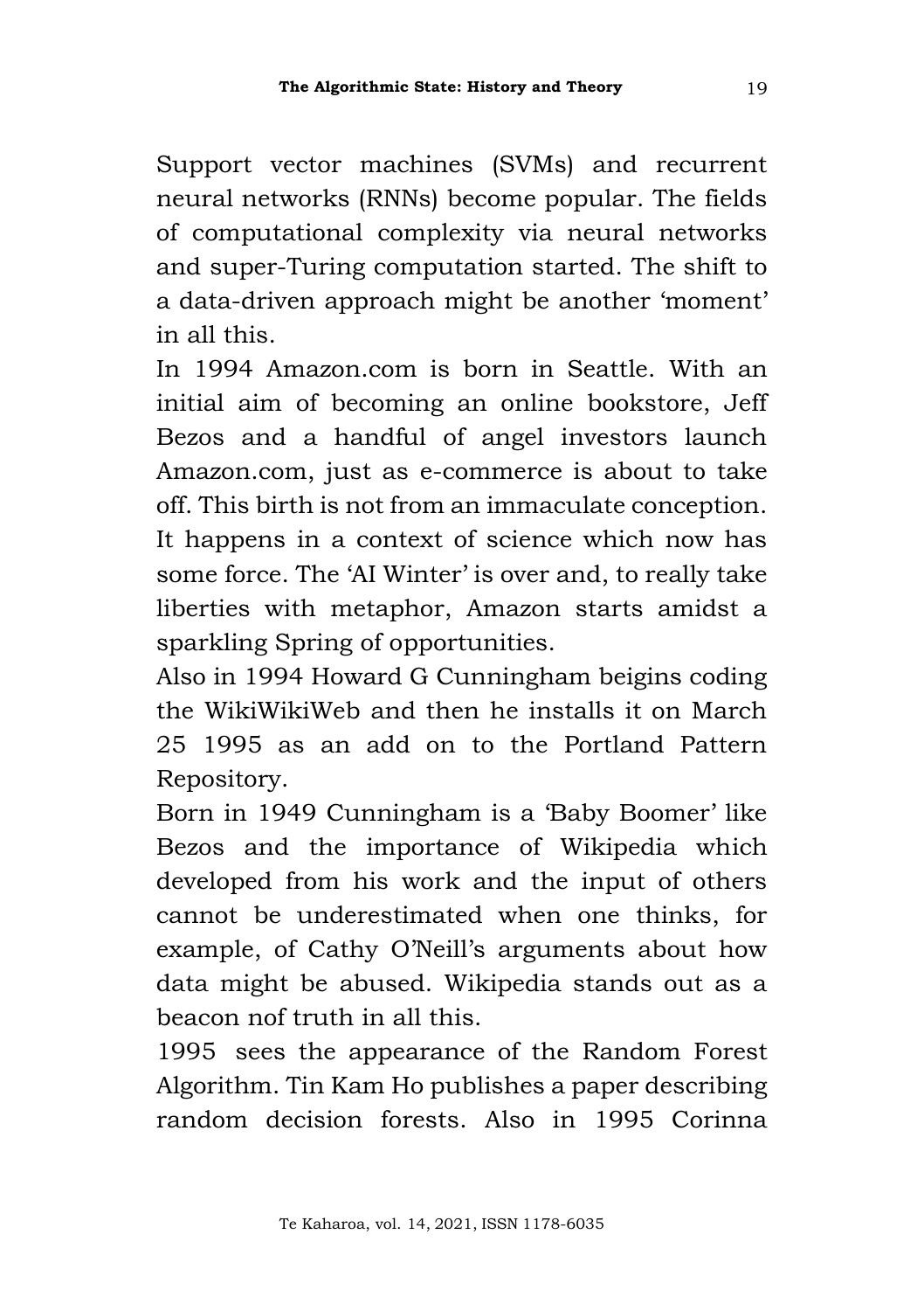Support vector machines (SVMs) and recurrent neural networks (RNNs) become popular. The fields of computational complexity via neural networks and super-Turing computation started. The shift to a data-driven approach might be another 'moment' in all this.

In 1994 Amazon.com is born in Seattle. With an initial aim of becoming an online bookstore, Jeff Bezos and a handful of angel investors launch Amazon.com, just as e-commerce is about to take off. This birth is not from an immaculate conception. It happens in a context of science which now has some force. The 'AI Winter' is over and, to really take liberties with metaphor, Amazon starts amidst a sparkling Spring of opportunities.

Also in 1994 Howard G Cunningham beigins coding the WikiWikiWeb and then he installs it on March 25 1995 as an add on to the Portland Pattern Repository.

Born in 1949 Cunningham is a 'Baby Boomer' like Bezos and the importance of Wikipedia which developed from his work and the input of others cannot be underestimated when one thinks, for example, of Cathy O'Neill's arguments about how data might be abused. Wikipedia stands out as a beacon nof truth in all this.

1995 sees the appearance of the Random Forest Algorithm. Tin Kam Ho publishes a paper describing random decision forests. Also in 1995 Corinna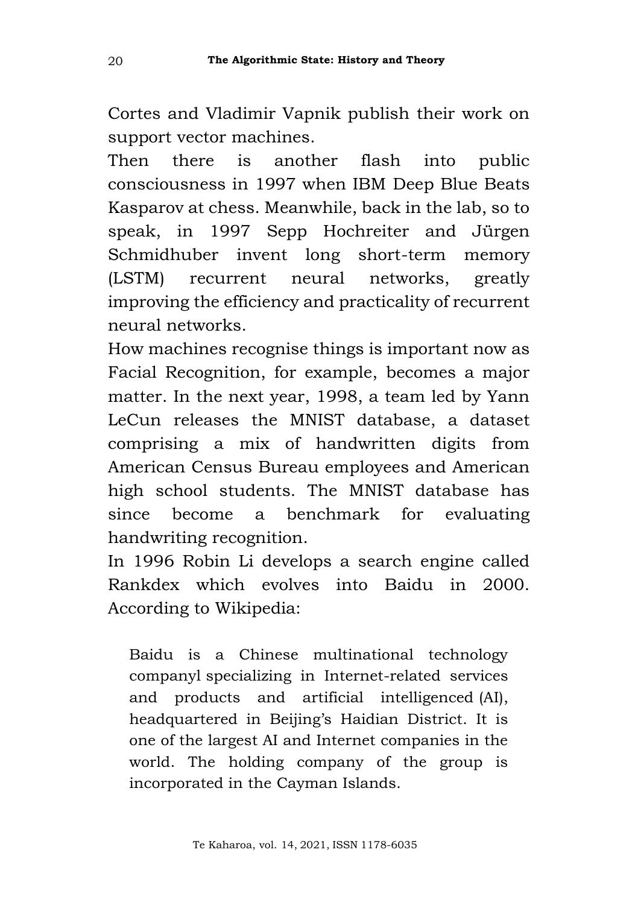Cortes and Vladimir Vapnik publish their work on support vector machines.

Then there is another flash into public consciousness in 1997 when IBM Deep Blue Beats Kasparov at chess. Meanwhile, back in the lab, so to speak, in 1997 Sepp Hochreiter and Jürgen Schmidhuber invent long short-term memory (LSTM) recurrent neural networks, greatly improving the efficiency and practicality of recurrent neural networks.

How machines recognise things is important now as Facial Recognition, for example, becomes a major matter. In the next year, 1998, a team led by Yann LeCun releases the MNIST database, a dataset comprising a mix of handwritten digits from American Census Bureau employees and American high school students. The MNIST database has since become a benchmark for evaluating handwriting recognition.

In 1996 Robin Li develops a search engine called Rankdex which evolves into Baidu in 2000. According to Wikipedia:

> Baidu is a Chinese multinational technology companyl specializing in Internet-related services and products and artificial intelligenced (AI), headquartered in Beijing's Haidian District. It is one of the largest AI and Internet companies in the world. The holding company of the group is incorporated in the Cayman Islands.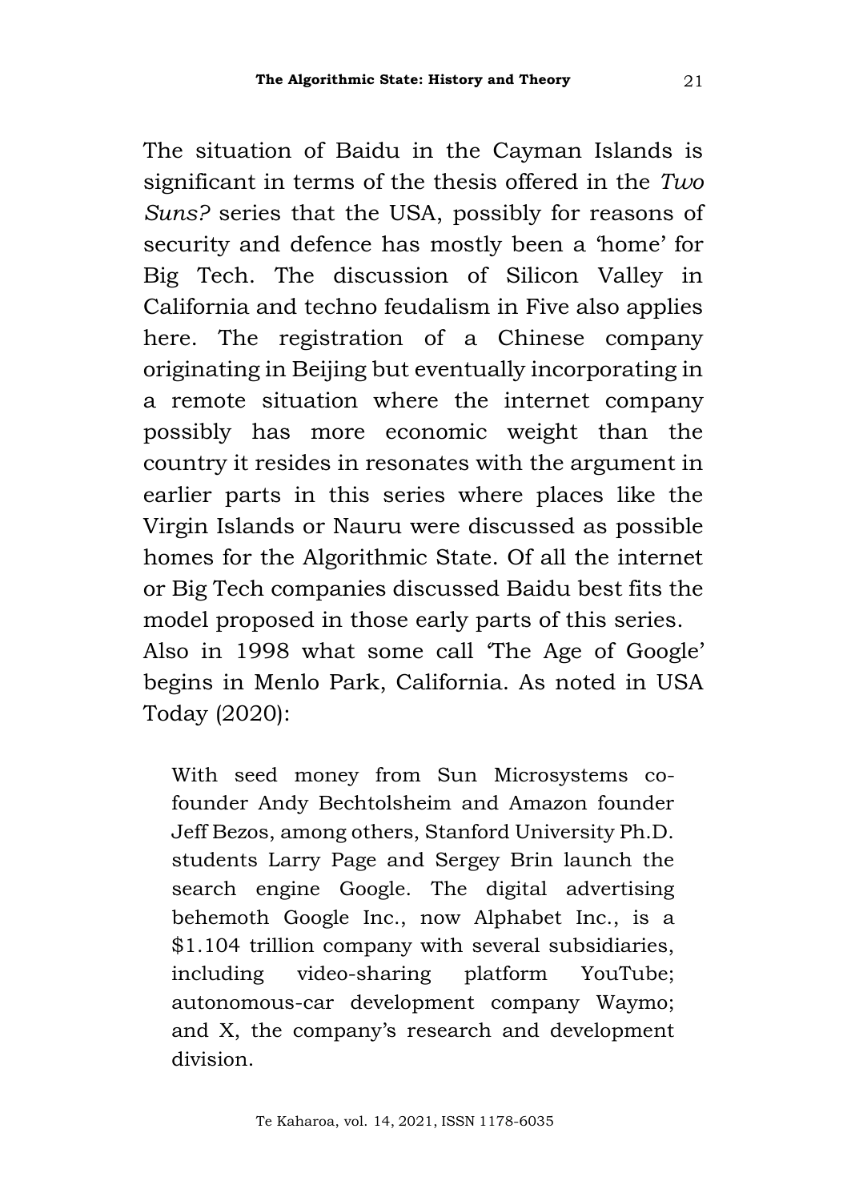The situation of Baidu in the Cayman Islands is significant in terms of the thesis offered in the *Two Suns?* series that the USA, possibly for reasons of security and defence has mostly been a 'home' for Big Tech. The discussion of Silicon Valley in California and techno feudalism in Five also applies here. The registration of a Chinese company originating in Beijing but eventually incorporating in a remote situation where the internet company possibly has more economic weight than the country it resides in resonates with the argument in earlier parts in this series where places like the Virgin Islands or Nauru were discussed as possible homes for the Algorithmic State. Of all the internet or Big Tech companies discussed Baidu best fits the model proposed in those early parts of this series.

Also in 1998 what some call 'The Age of Google' begins in Menlo Park, California. As noted in USA Today (2020):

> With seed money from Sun Microsystems co-founder Andy Bechtolsheim and Amazon founder Jeff Bezos, among others, Stanford University Ph.D. students Larry Page and Sergey Brin launch the search engine Google. The digital advertising behemoth Google Inc., now Alphabet Inc., is a $1.104 trillion company with several subsidiaries, including video-sharing platform YouTube; autonomous-car development company Waymo; and X, the company's research and development division.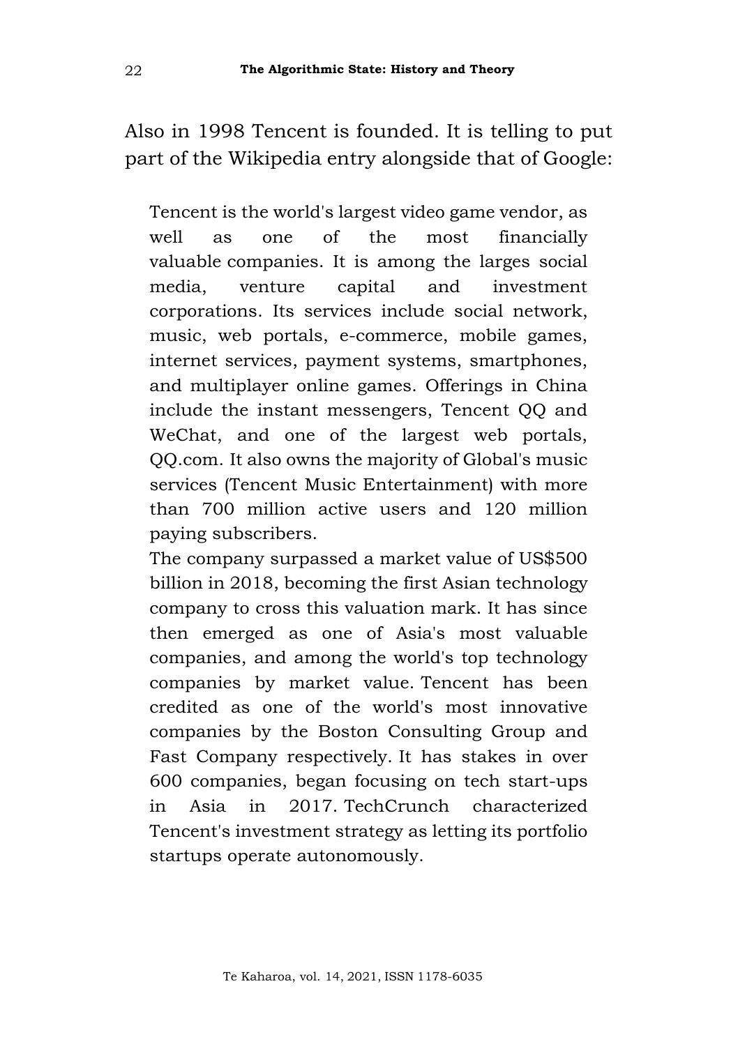Also in 1998 Tencent is founded. It is telling to put part of the Wikipedia entry alongside that of Google:

> Tencent is the world's largest video game vendor, as well as one of the most financially valuable companies. It is among the larges social media, venture capital and investment corporations. Its services include social network, music, web portals, e-commerce, mobile games, internet services, payment systems, smartphones, and multiplayer online games. Offerings in China include the instant messengers, Tencent QQ and WeChat, and one of the largest web portals, QQ.com. It also owns the majority of Global's music services (Tencent Music Entertainment) with more than 700 million active users and 120 million paying subscribers.
>
> The company surpassed a market value of US$500 billion in 2018, becoming the first Asian technology company to cross this valuation mark. It has since then emerged as one of Asia's most valuable companies, and among the world's top technology companies by market value. Tencent has been credited as one of the world's most innovative companies by the Boston Consulting Group and Fast Company respectively. It has stakes in over 600 companies, began focusing on tech start-ups in Asia in 2017. TechCrunch characterized Tencent's investment strategy as letting its portfolio startups operate autonomously.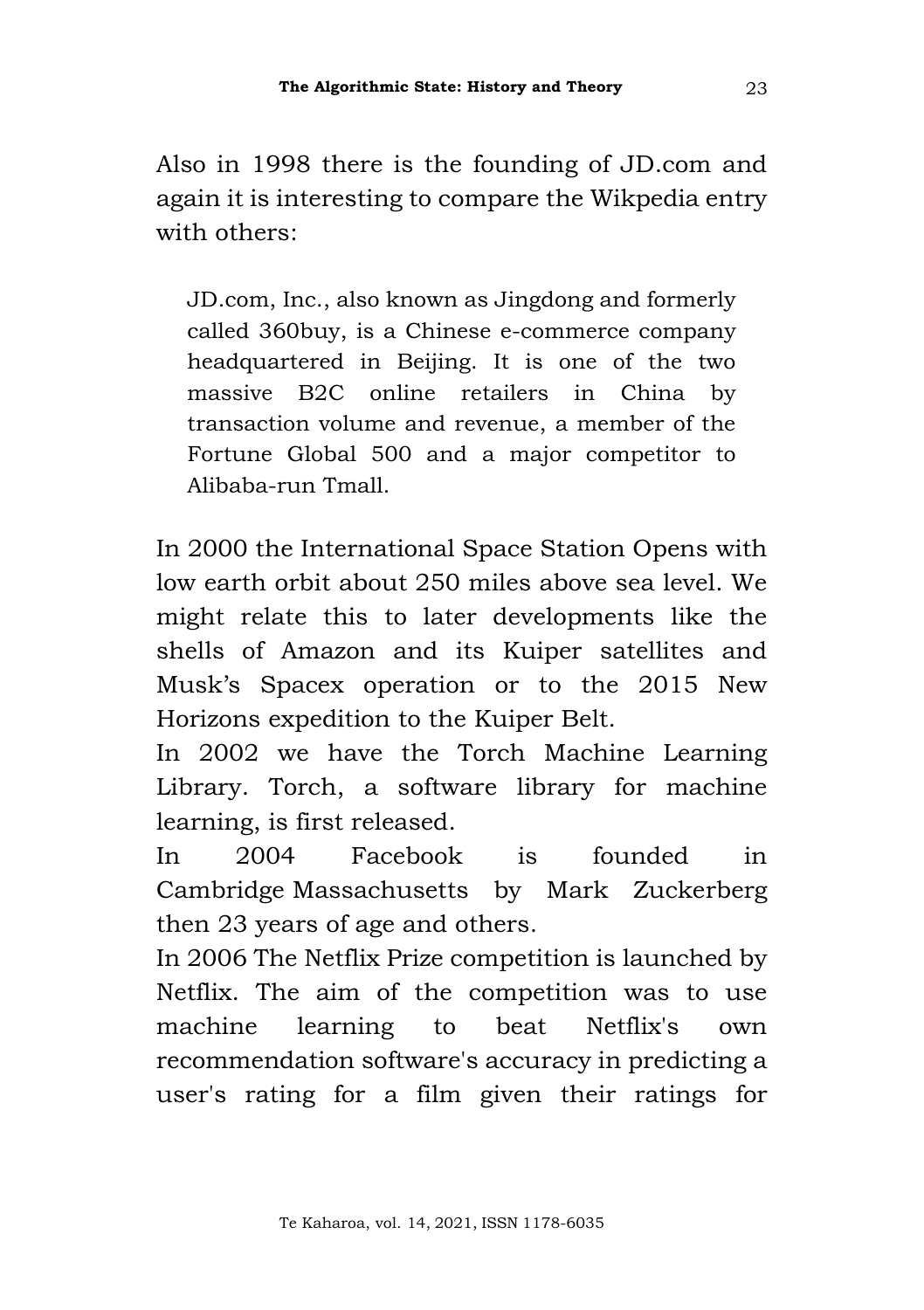Also in 1998 there is the founding of JD.com and again it is interesting to compare the Wikpedia entry with others:

> JD.com, Inc., also known as Jingdong and formerly called 360buy, is a Chinese e-commerce company headquartered in Beijing. It is one of the two massive B2C online retailers in China by transaction volume and revenue, a member of the Fortune Global 500 and a major competitor to Alibaba-run Tmall.

In 2000 the International Space Station Opens with low earth orbit about 250 miles above sea level. We might relate this to later developments like the shells of Amazon and its Kuiper satellites and Musk's Spacex operation or to the 2015 New Horizons expedition to the Kuiper Belt.

In 2002 we have the Torch Machine Learning Library. Torch, a software library for machine learning, is first released.

In 2004 Facebook is founded in Cambridge Massachusetts by Mark Zuckerberg then 23 years of age and others.

In 2006 The Netflix Prize competition is launched by Netflix. The aim of the competition was to use machine learning to beat Netflix's own recommendation software's accuracy in predicting a user's rating for a film given their ratings for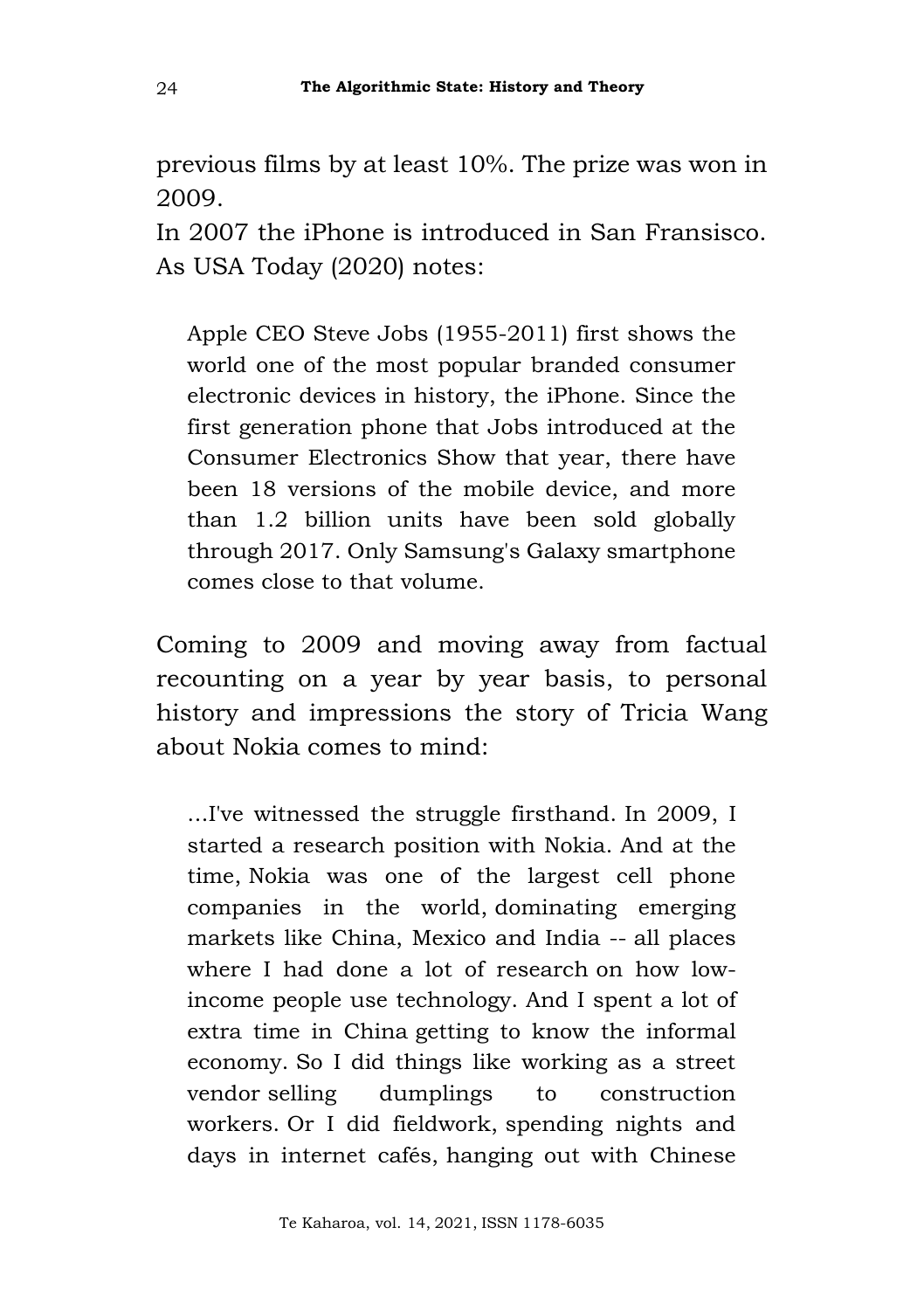previous films by at least 10%. The prize was won in 2009.

In 2007 the iPhone is introduced in San Fransisco. As USA Today (2020) notes:

> Apple CEO Steve Jobs (1955-2011) first shows the world one of the most popular branded consumer electronic devices in history, the iPhone. Since the first generation phone that Jobs introduced at the Consumer Electronics Show that year, there have been 18 versions of the mobile device, and more than 1.2 billion units have been sold globally through 2017. Only Samsung's Galaxy smartphone comes close to that volume.

Coming to 2009 and moving away from factual recounting on a year by year basis, to personal history and impressions the story of Tricia Wang about Nokia comes to mind:

> ...I've witnessed the struggle firsthand. In 2009, I started a research position with Nokia. And at the time, Nokia was one of the largest cell phone companies in the world, dominating emerging markets like China, Mexico and India -- all places where I had done a lot of research on how low-income people use technology. And I spent a lot of extra time in China getting to know the informal economy. So I did things like working as a street vendor selling dumplings to construction workers. Or I did fieldwork, spending nights and days in internet cafés, hanging out with Chinese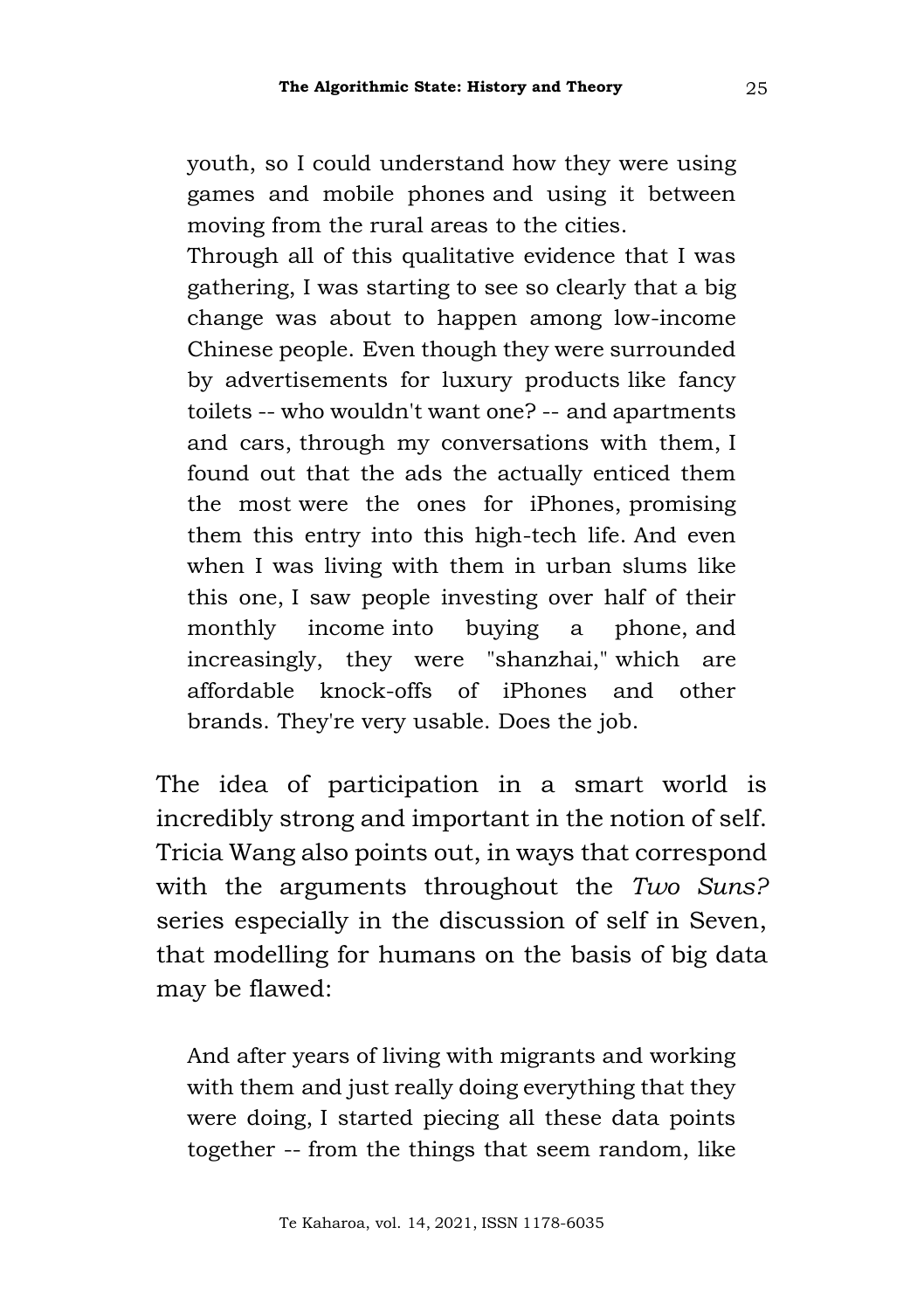> youth, so I could understand how they were using games and mobile phones and using it between moving from the rural areas to the cities.
>
> Through all of this qualitative evidence that I was gathering, I was starting to see so clearly that a big change was about to happen among low-income Chinese people. Even though they were surrounded by advertisements for luxury products like fancy toilets -- who wouldn't want one? -- and apartments and cars, through my conversations with them, I found out that the ads the actually enticed them the most were the ones for iPhones, promising them this entry into this high-tech life. And even when I was living with them in urban slums like this one, I saw people investing over half of their monthly income into buying a phone, and increasingly, they were "shanzhai," which are affordable knock-offs of iPhones and other brands. They're very usable. Does the job.

The idea of participation in a smart world is incredibly strong and important in the notion of self. Tricia Wang also points out, in ways that correspond with the arguments throughout the *Two Suns?* series especially in the discussion of self in Seven, that modelling for humans on the basis of big data may be flawed:

> And after years of living with migrants and working with them and just really doing everything that they were doing, I started piecing all these data points together -- from the things that seem random, like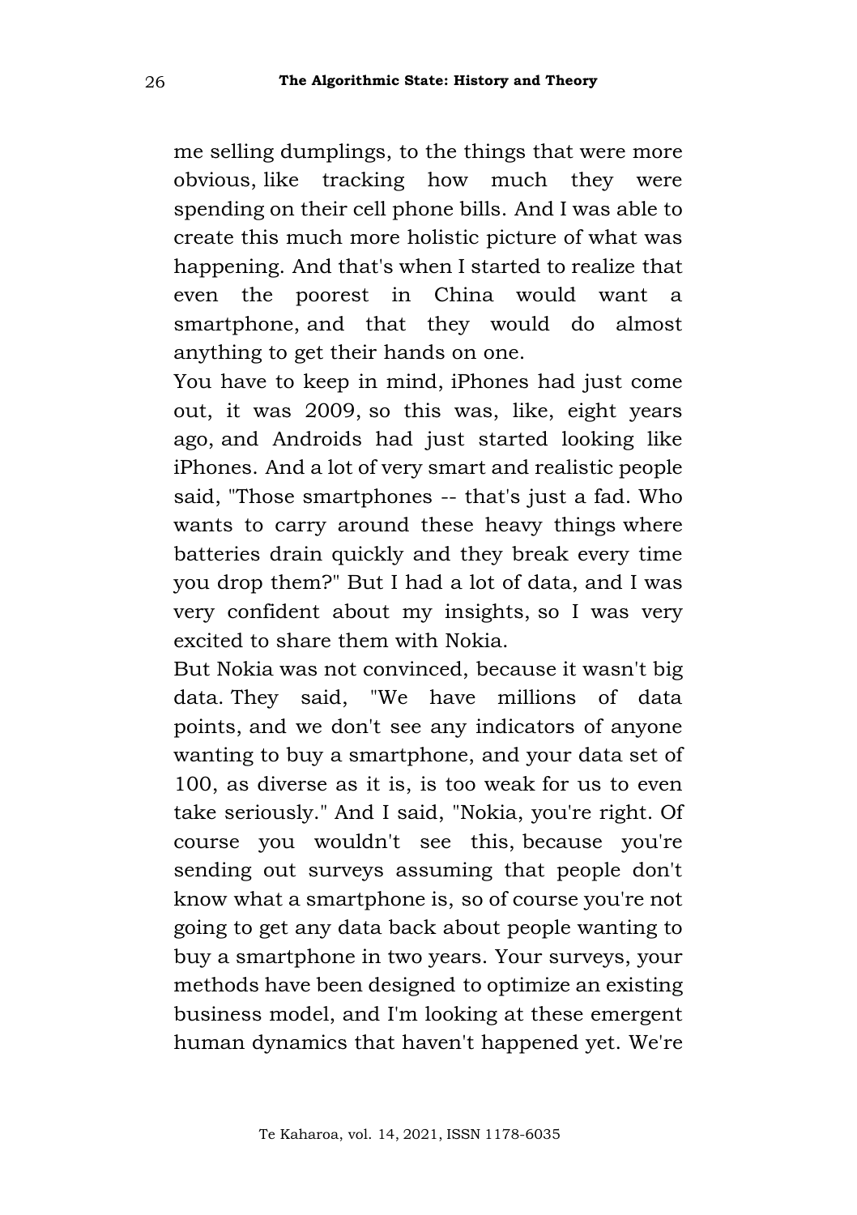me selling dumplings, to the things that were more obvious, like tracking how much they were spending on their cell phone bills. And I was able to create this much more holistic picture of what was happening. And that's when I started to realize that even the poorest in China would want a smartphone, and that they would do almost anything to get their hands on one.

You have to keep in mind, iPhones had just come out, it was 2009, so this was, like, eight years ago, and Androids had just started looking like iPhones. And a lot of very smart and realistic people said, "Those smartphones -- that's just a fad. Who wants to carry around these heavy things where batteries drain quickly and they break every time you drop them?" But I had a lot of data, and I was very confident about my insights, so I was very excited to share them with Nokia.

But Nokia was not convinced, because it wasn't big data. They said, "We have millions of data points, and we don't see any indicators of anyone wanting to buy a smartphone, and your data set of 100, as diverse as it is, is too weak for us to even take seriously." And I said, "Nokia, you're right. Of course you wouldn't see this, because you're sending out surveys assuming that people don't know what a smartphone is, so of course you're not going to get any data back about people wanting to buy a smartphone in two years. Your surveys, your methods have been designed to optimize an existing business model, and I'm looking at these emergent human dynamics that haven't happened yet. We're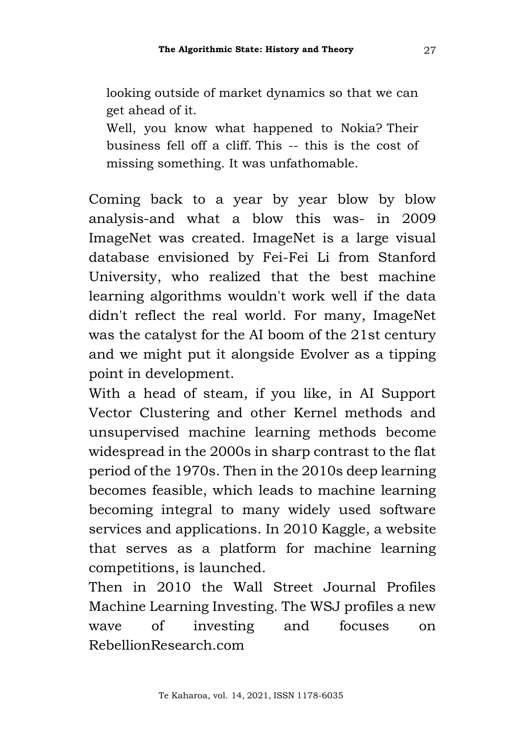> looking outside of market dynamics so that we can get ahead of it.
> Well, you know what happened to Nokia? Their business fell off a cliff. This -- this is the cost of missing something. It was unfathomable.

Coming back to a year by year blow by blow analysis-and what a blow this was- in 2009 ImageNet was created. ImageNet is a large visual database envisioned by Fei-Fei Li from Stanford University, who realized that the best machine learning algorithms wouldn't work well if the data didn't reflect the real world. For many, ImageNet was the catalyst for the AI boom of the 21st century and we might put it alongside Evolver as a tipping point in development.

With a head of steam, if you like, in AI Support Vector Clustering and other Kernel methods and unsupervised machine learning methods become widespread in the 2000s in sharp contrast to the flat period of the 1970s. Then in the 2010s deep learning becomes feasible, which leads to machine learning becoming integral to many widely used software services and applications. In 2010 Kaggle, a website that serves as a platform for machine learning competitions, is launched.

Then in 2010 the Wall Street Journal Profiles Machine Learning Investing. The WSJ profiles a new wave of investing and focuses on RebellionResearch.com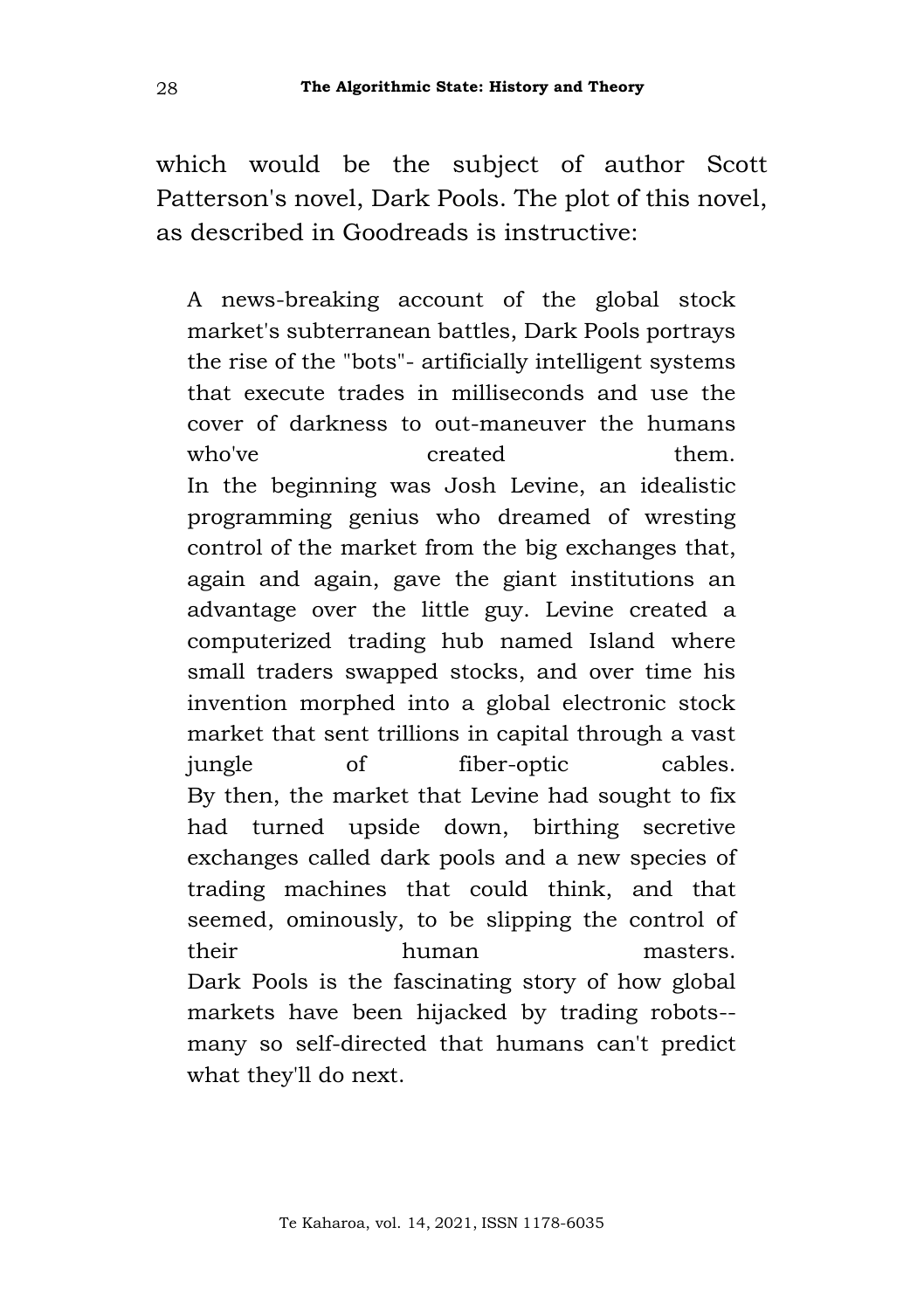which would be the subject of author Scott Patterson's novel, Dark Pools. The plot of this novel, as described in Goodreads is instructive:

> A news-breaking account of the global stock market's subterranean battles, Dark Pools portrays the rise of the "bots"- artificially intelligent systems that execute trades in milliseconds and use the cover of darkness to out-maneuver the humans who've created them.
> In the beginning was Josh Levine, an idealistic programming genius who dreamed of wresting control of the market from the big exchanges that, again and again, gave the giant institutions an advantage over the little guy. Levine created a computerized trading hub named Island where small traders swapped stocks, and over time his invention morphed into a global electronic stock market that sent trillions in capital through a vast jungle of fiber-optic cables.
> By then, the market that Levine had sought to fix had turned upside down, birthing secretive exchanges called dark pools and a new species of trading machines that could think, and that seemed, ominously, to be slipping the control of their human masters.
> Dark Pools is the fascinating story of how global markets have been hijacked by trading robots--many so self-directed that humans can't predict what they'll do next.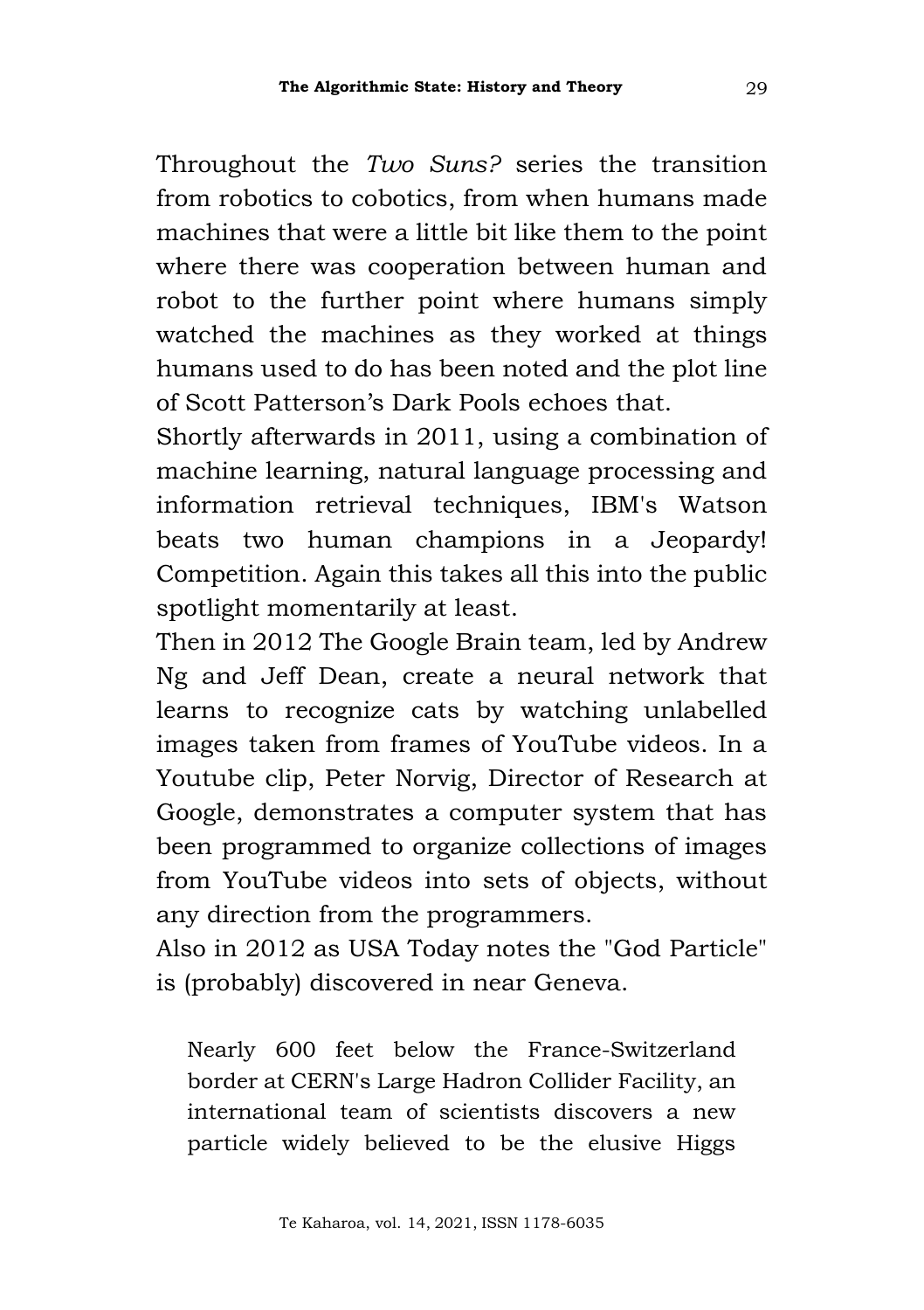Throughout the *Two Suns?* series the transition from robotics to cobotics, from when humans made machines that were a little bit like them to the point where there was cooperation between human and robot to the further point where humans simply watched the machines as they worked at things humans used to do has been noted and the plot line of Scott Patterson's Dark Pools echoes that.

Shortly afterwards in 2011, using a combination of machine learning, natural language processing and information retrieval techniques, IBM's Watson beats two human champions in a Jeopardy! Competition. Again this takes all this into the public spotlight momentarily at least.

Then in 2012 The Google Brain team, led by Andrew Ng and Jeff Dean, create a neural network that learns to recognize cats by watching unlabelled images taken from frames of YouTube videos. In a Youtube clip, Peter Norvig, Director of Research at Google, demonstrates a computer system that has been programmed to organize collections of images from YouTube videos into sets of objects, without any direction from the programmers.

Also in 2012 as USA Today notes the "God Particle" is (probably) discovered in near Geneva.

> Nearly 600 feet below the France-Switzerland border at CERN's Large Hadron Collider Facility, an international team of scientists discovers a new particle widely believed to be the elusive Higgs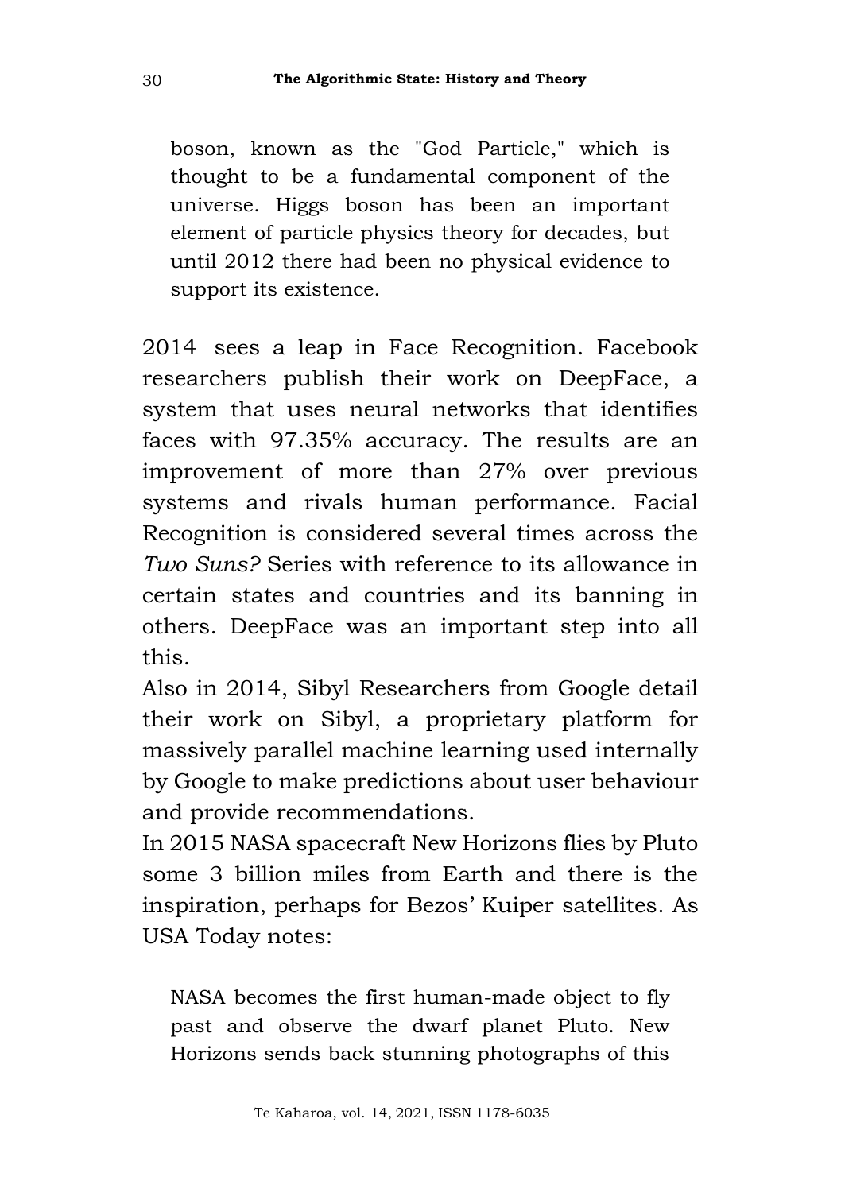> boson, known as the "God Particle," which is thought to be a fundamental component of the universe. Higgs boson has been an important element of particle physics theory for decades, but until 2012 there had been no physical evidence to support its existence.

2014 sees a leap in Face Recognition. Facebook researchers publish their work on DeepFace, a system that uses neural networks that identifies faces with 97.35% accuracy. The results are an improvement of more than 27% over previous systems and rivals human performance. Facial Recognition is considered several times across the *Two Suns?* Series with reference to its allowance in certain states and countries and its banning in others. DeepFace was an important step into all this.

Also in 2014, Sibyl Researchers from Google detail their work on Sibyl, a proprietary platform for massively parallel machine learning used internally by Google to make predictions about user behaviour and provide recommendations.

In 2015 NASA spacecraft New Horizons flies by Pluto some 3 billion miles from Earth and there is the inspiration, perhaps for Bezos' Kuiper satellites. As USA Today notes:

> NASA becomes the first human-made object to fly past and observe the dwarf planet Pluto. New Horizons sends back stunning photographs of this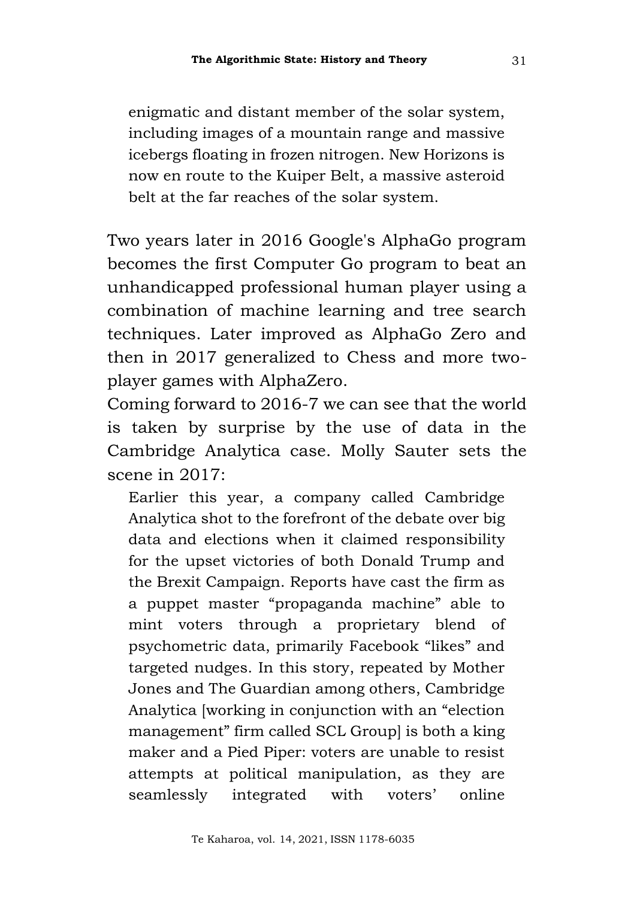> enigmatic and distant member of the solar system, including images of a mountain range and massive icebergs floating in frozen nitrogen. New Horizons is now en route to the Kuiper Belt, a massive asteroid belt at the far reaches of the solar system.

Two years later in 2016 Google's AlphaGo program becomes the first Computer Go program to beat an unhandicapped professional human player using a combination of machine learning and tree search techniques. Later improved as AlphaGo Zero and then in 2017 generalized to Chess and more two-player games with AlphaZero.

Coming forward to 2016-7 we can see that the world is taken by surprise by the use of data in the Cambridge Analytica case. Molly Sauter sets the scene in 2017:

> Earlier this year, a company called Cambridge Analytica shot to the forefront of the debate over big data and elections when it claimed responsibility for the upset victories of both Donald Trump and the Brexit Campaign. Reports have cast the firm as a puppet master "propaganda machine" able to mint voters through a proprietary blend of psychometric data, primarily Facebook "likes" and targeted nudges. In this story, repeated by Mother Jones and The Guardian among others, Cambridge Analytica [working in conjunction with an "election management" firm called SCL Group] is both a king maker and a Pied Piper: voters are unable to resist attempts at political manipulation, as they are seamlessly integrated with voters' online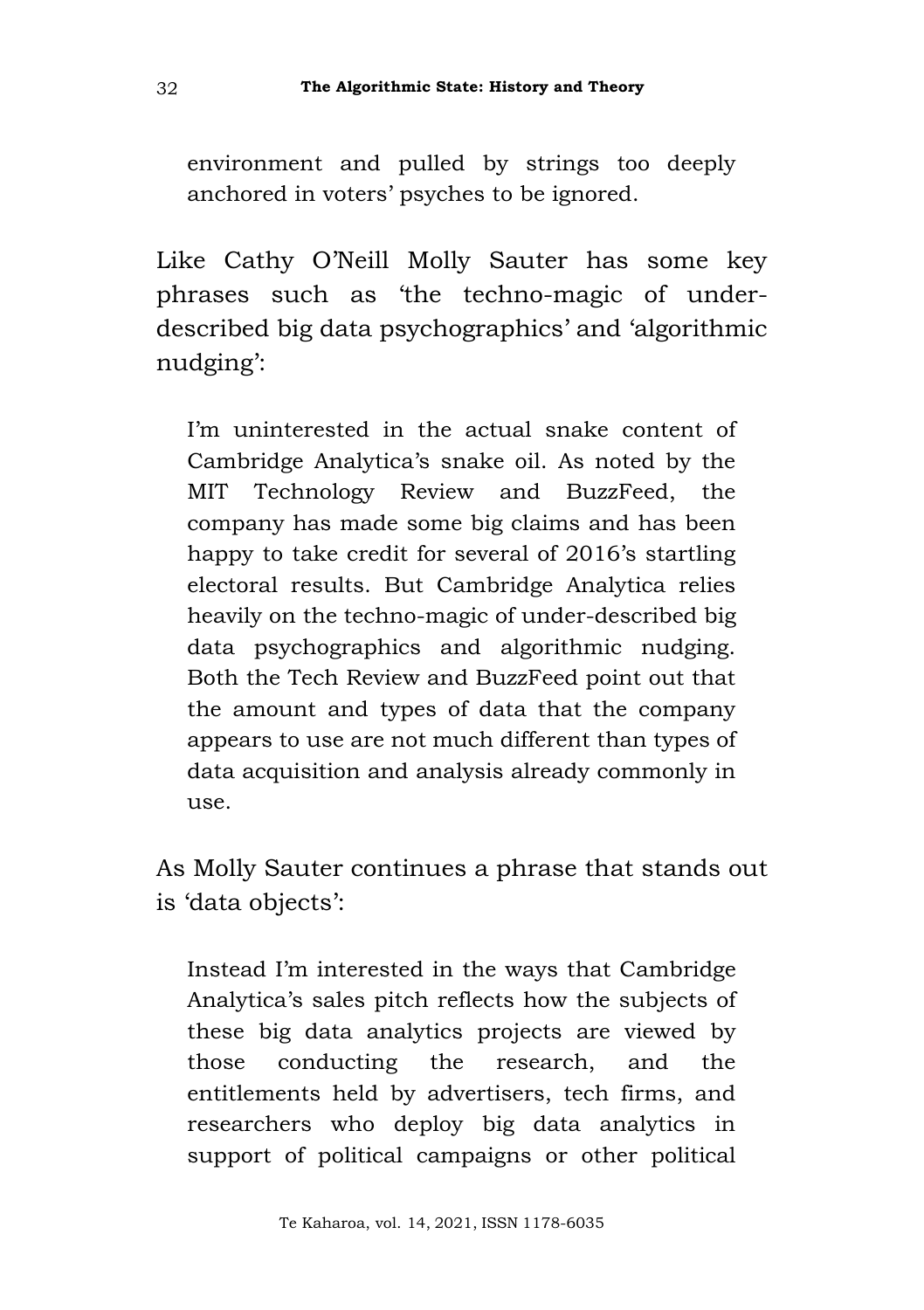> environment and pulled by strings too deeply anchored in voters' psyches to be ignored.

Like Cathy O'Neill Molly Sauter has some key phrases such as 'the techno-magic of under-described big data psychographics' and 'algorithmic nudging':

> I'm uninterested in the actual snake content of Cambridge Analytica's snake oil. As noted by the MIT Technology Review and BuzzFeed, the company has made some big claims and has been happy to take credit for several of 2016's startling electoral results. But Cambridge Analytica relies heavily on the techno-magic of under-described big data psychographics and algorithmic nudging. Both the Tech Review and BuzzFeed point out that the amount and types of data that the company appears to use are not much different than types of data acquisition and analysis already commonly in use.

As Molly Sauter continues a phrase that stands out is 'data objects':

> Instead I'm interested in the ways that Cambridge Analytica's sales pitch reflects how the subjects of these big data analytics projects are viewed by those conducting the research, and the entitlements held by advertisers, tech firms, and researchers who deploy big data analytics in support of political campaigns or other political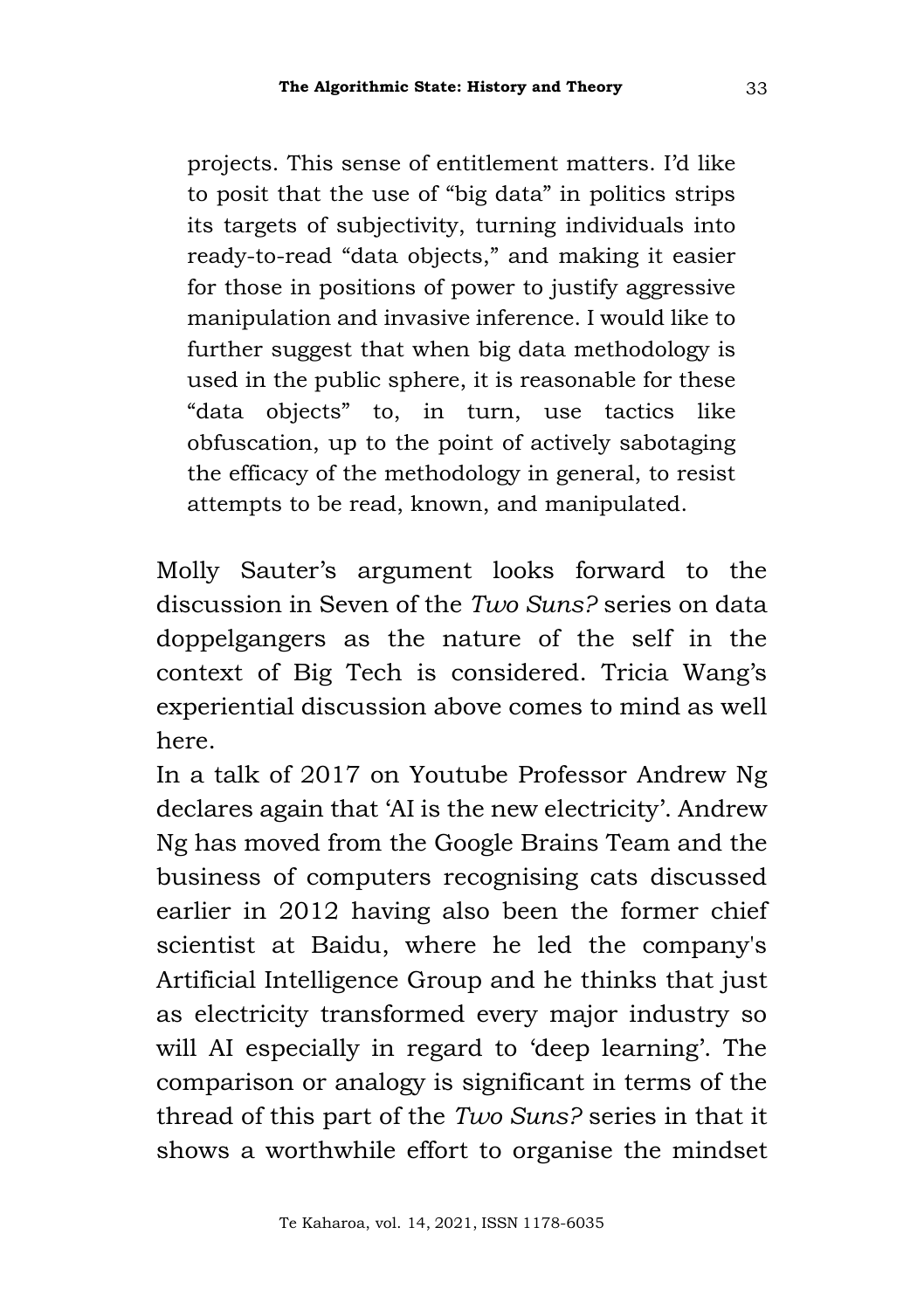> projects. This sense of entitlement matters. I'd like to posit that the use of "big data" in politics strips its targets of subjectivity, turning individuals into ready-to-read "data objects," and making it easier for those in positions of power to justify aggressive manipulation and invasive inference. I would like to further suggest that when big data methodology is used in the public sphere, it is reasonable for these "data objects" to, in turn, use tactics like obfuscation, up to the point of actively sabotaging the efficacy of the methodology in general, to resist attempts to be read, known, and manipulated.

Molly Sauter's argument looks forward to the discussion in Seven of the *Two Suns?* series on data doppelgangers as the nature of the self in the context of Big Tech is considered. Tricia Wang's experiential discussion above comes to mind as well here.

In a talk of 2017 on Youtube Professor Andrew Ng declares again that 'AI is the new electricity'. Andrew Ng has moved from the Google Brains Team and the business of computers recognising cats discussed earlier in 2012 having also been the former chief scientist at Baidu, where he led the company's Artificial Intelligence Group and he thinks that just as electricity transformed every major industry so will AI especially in regard to 'deep learning'. The comparison or analogy is significant in terms of the thread of this part of the *Two Suns?* series in that it shows a worthwhile effort to organise the mindset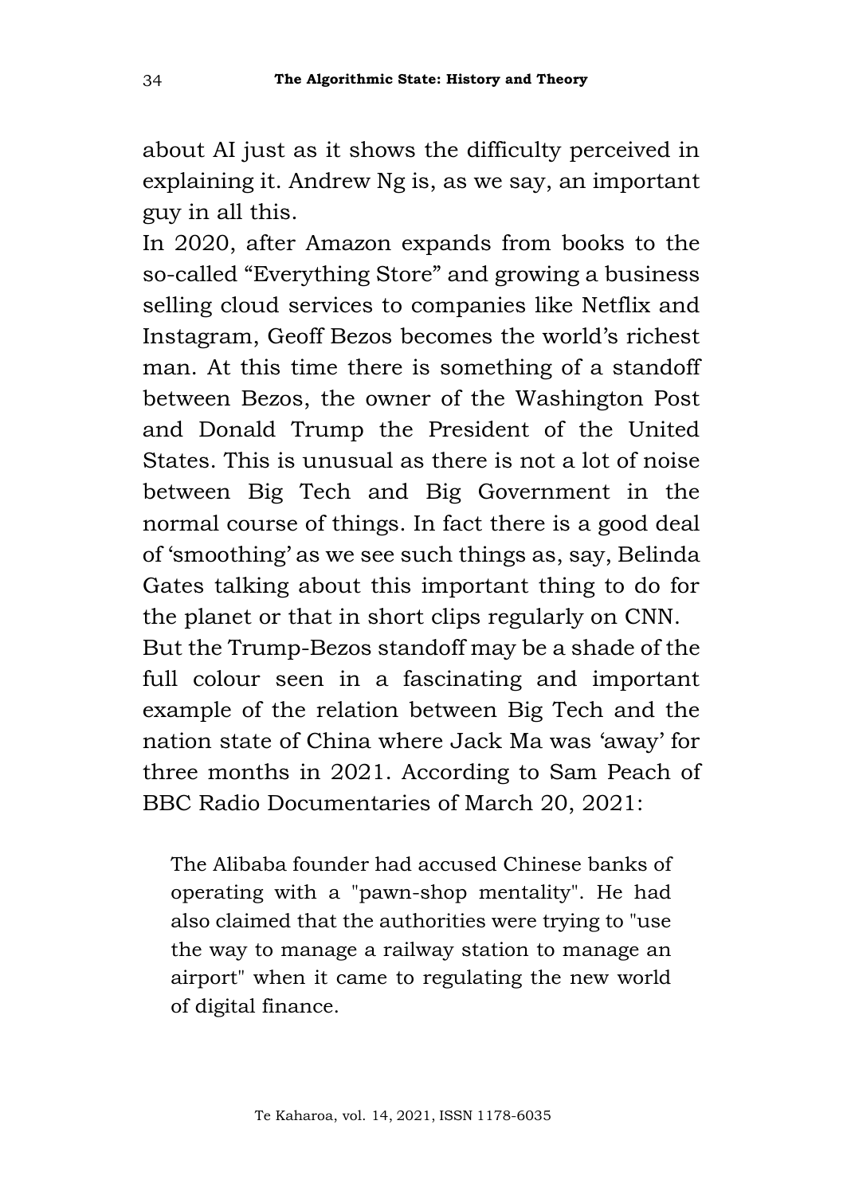about AI just as it shows the difficulty perceived in explaining it. Andrew Ng is, as we say, an important guy in all this.

In 2020, after Amazon expands from books to the so-called "Everything Store" and growing a business selling cloud services to companies like Netflix and Instagram, Geoff Bezos becomes the world's richest man. At this time there is something of a standoff between Bezos, the owner of the Washington Post and Donald Trump the President of the United States. This is unusual as there is not a lot of noise between Big Tech and Big Government in the normal course of things. In fact there is a good deal of 'smoothing' as we see such things as, say, Belinda Gates talking about this important thing to do for the planet or that in short clips regularly on CNN.

But the Trump-Bezos standoff may be a shade of the full colour seen in a fascinating and important example of the relation between Big Tech and the nation state of China where Jack Ma was 'away' for three months in 2021. According to Sam Peach of BBC Radio Documentaries of March 20, 2021:

> The Alibaba founder had accused Chinese banks of operating with a "pawn-shop mentality". He had also claimed that the authorities were trying to "use the way to manage a railway station to manage an airport" when it came to regulating the new world of digital finance.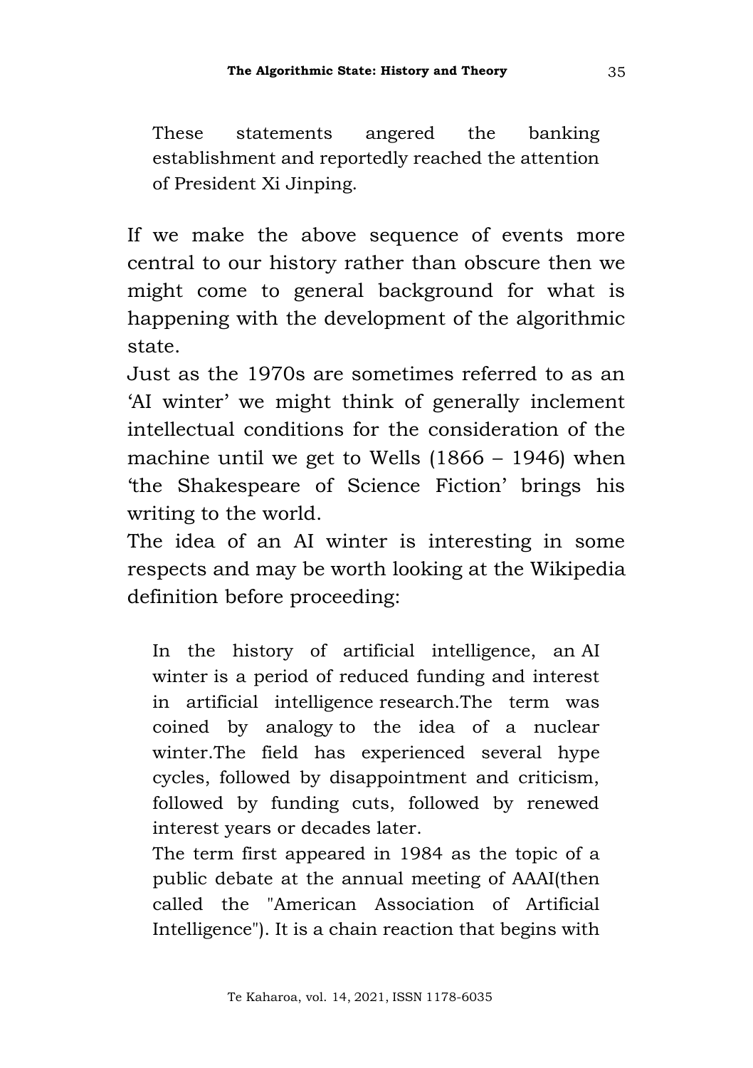> These statements angered the banking establishment and reportedly reached the attention of President Xi Jinping.

If we make the above sequence of events more central to our history rather than obscure then we might come to general background for what is happening with the development of the algorithmic state.

Just as the 1970s are sometimes referred to as an 'AI winter' we might think of generally inclement intellectual conditions for the consideration of the machine until we get to Wells (1866 – 1946) when 'the Shakespeare of Science Fiction' brings his writing to the world.

The idea of an AI winter is interesting in some respects and may be worth looking at the Wikipedia definition before proceeding:

> In the history of artificial intelligence, an AI winter is a period of reduced funding and interest in artificial intelligence research.The term was coined by analogy to the idea of a nuclear winter.The field has experienced several hype cycles, followed by disappointment and criticism, followed by funding cuts, followed by renewed interest years or decades later.
>
> The term first appeared in 1984 as the topic of a public debate at the annual meeting of AAAI(then called the "American Association of Artificial Intelligence"). It is a chain reaction that begins with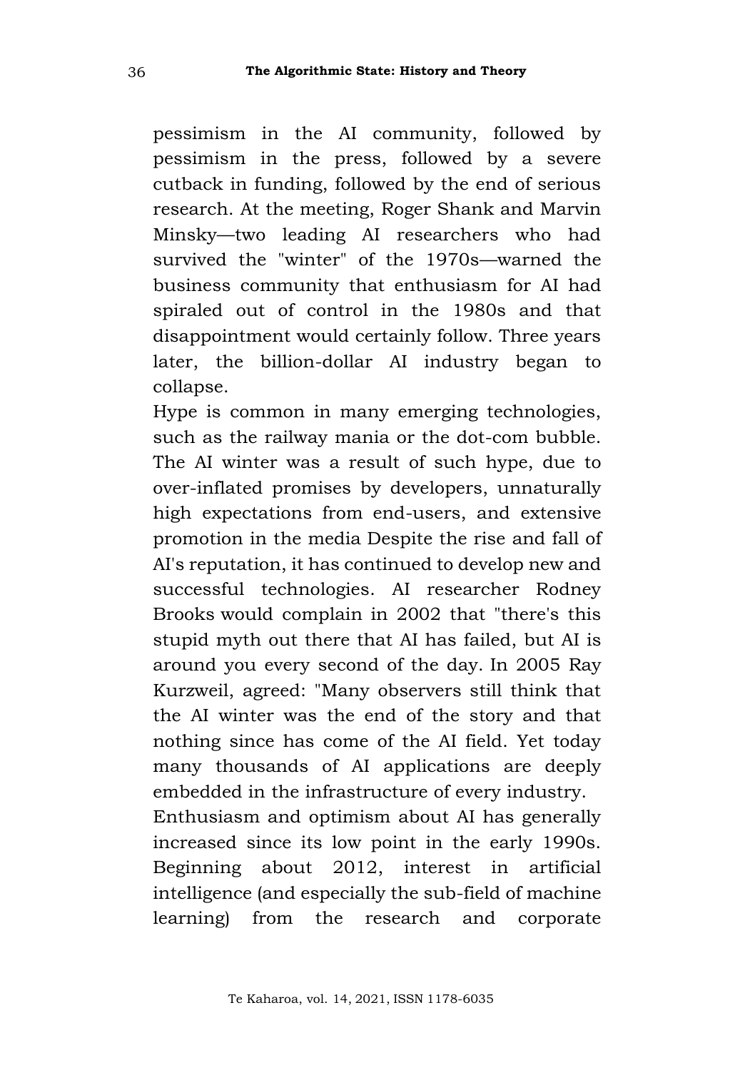pessimism in the AI community, followed by pessimism in the press, followed by a severe cutback in funding, followed by the end of serious research. At the meeting, Roger Shank and Marvin Minsky—two leading AI researchers who had survived the "winter" of the 1970s—warned the business community that enthusiasm for AI had spiraled out of control in the 1980s and that disappointment would certainly follow. Three years later, the billion-dollar AI industry began to collapse.

Hype is common in many emerging technologies, such as the railway mania or the dot-com bubble. The AI winter was a result of such hype, due to over-inflated promises by developers, unnaturally high expectations from end-users, and extensive promotion in the media Despite the rise and fall of AI's reputation, it has continued to develop new and successful technologies. AI researcher Rodney Brooks would complain in 2002 that "there's this stupid myth out there that AI has failed, but AI is around you every second of the day. In 2005 Ray Kurzweil, agreed: "Many observers still think that the AI winter was the end of the story and that nothing since has come of the AI field. Yet today many thousands of AI applications are deeply embedded in the infrastructure of every industry.

Enthusiasm and optimism about AI has generally increased since its low point in the early 1990s. Beginning about 2012, interest in artificial intelligence (and especially the sub-field of machine learning) from the research and corporate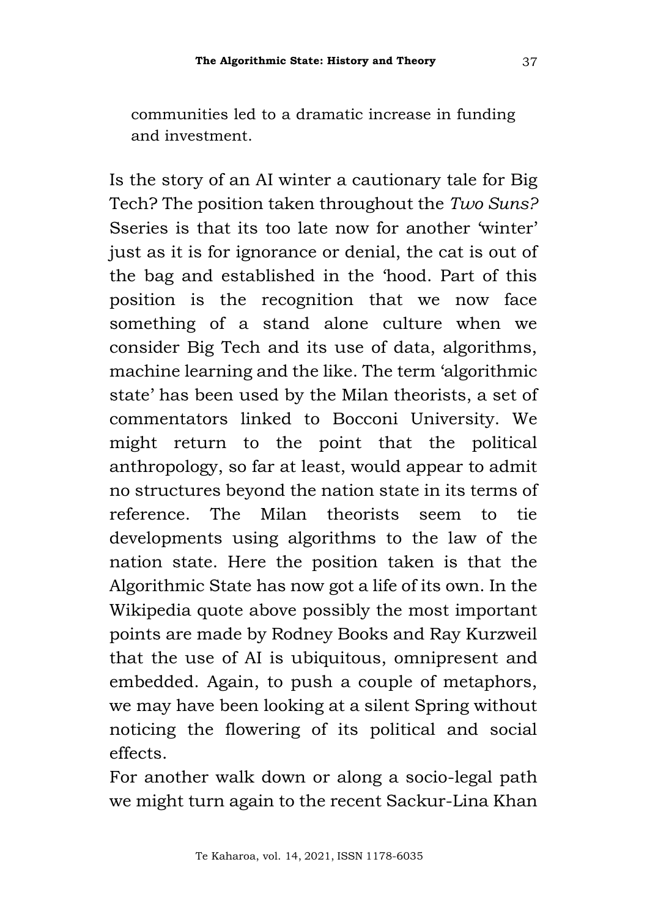communities led to a dramatic increase in funding and investment.

Is the story of an AI winter a cautionary tale for Big Tech? The position taken throughout the *Two Suns?* Sseries is that its too late now for another 'winter' just as it is for ignorance or denial, the cat is out of the bag and established in the 'hood. Part of this position is the recognition that we now face something of a stand alone culture when we consider Big Tech and its use of data, algorithms, machine learning and the like. The term 'algorithmic state' has been used by the Milan theorists, a set of commentators linked to Bocconi University. We might return to the point that the political anthropology, so far at least, would appear to admit no structures beyond the nation state in its terms of reference. The Milan theorists seem to tie developments using algorithms to the law of the nation state. Here the position taken is that the Algorithmic State has now got a life of its own. In the Wikipedia quote above possibly the most important points are made by Rodney Books and Ray Kurzweil that the use of AI is ubiquitous, omnipresent and embedded. Again, to push a couple of metaphors, we may have been looking at a silent Spring without noticing the flowering of its political and social effects.

For another walk down or along a socio-legal path we might turn again to the recent Sackur-Lina Khan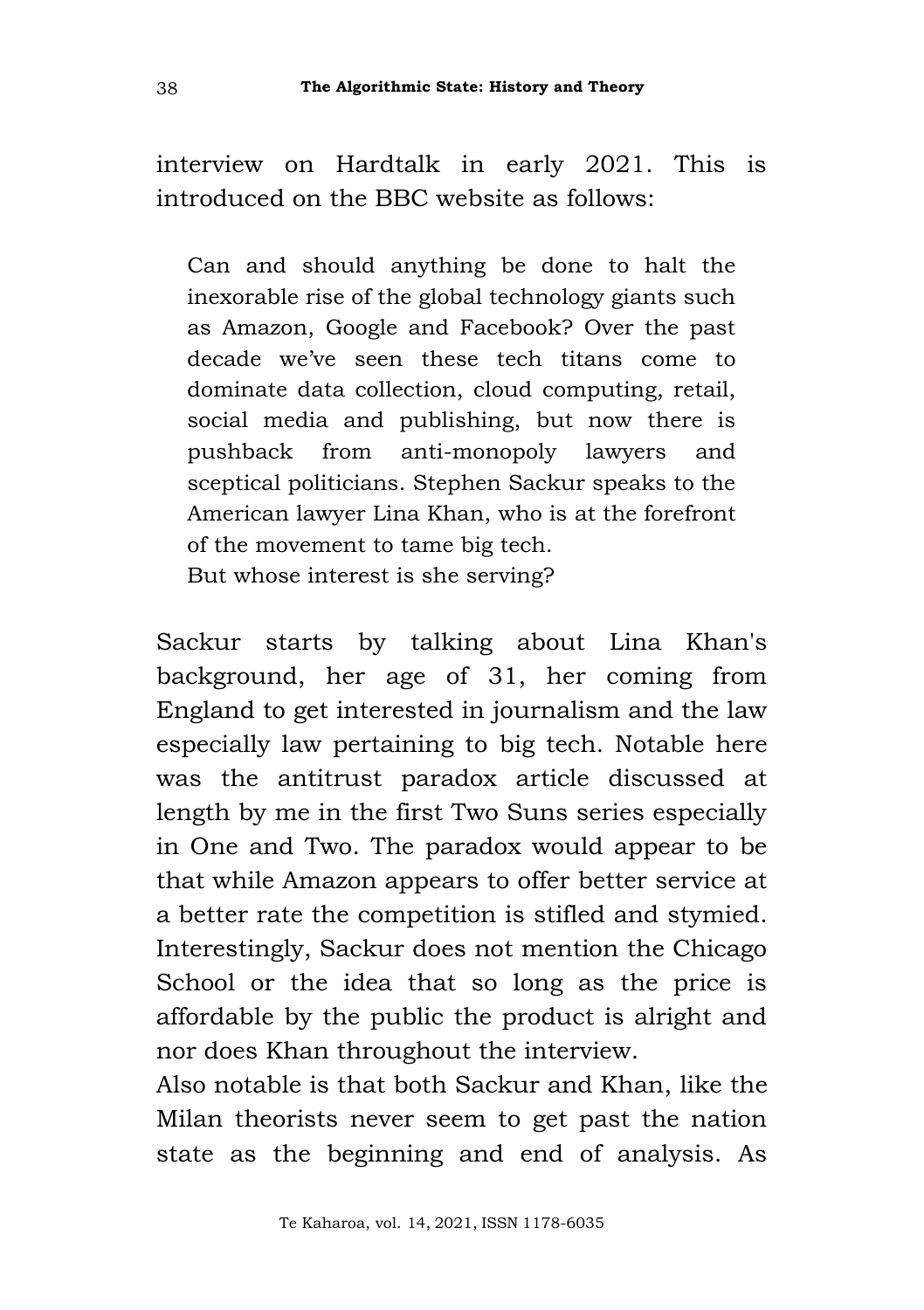interview on Hardtalk in early 2021. This is introduced on the BBC website as follows:

> Can and should anything be done to halt the inexorable rise of the global technology giants such as Amazon, Google and Facebook? Over the past decade we've seen these tech titans come to dominate data collection, cloud computing, retail, social media and publishing, but now there is pushback from anti-monopoly lawyers and sceptical politicians. Stephen Sackur speaks to the American lawyer Lina Khan, who is at the forefront of the movement to tame big tech.
> But whose interest is she serving?

Sackur starts by talking about Lina Khan's background, her age of 31, her coming from England to get interested in journalism and the law especially law pertaining to big tech. Notable here was the antitrust paradox article discussed at length by me in the first Two Suns series especially in One and Two. The paradox would appear to be that while Amazon appears to offer better service at a better rate the competition is stifled and stymied. Interestingly, Sackur does not mention the Chicago School or the idea that so long as the price is affordable by the public the product is alright and nor does Khan throughout the interview.

Also notable is that both Sackur and Khan, like the Milan theorists never seem to get past the nation state as the beginning and end of analysis. As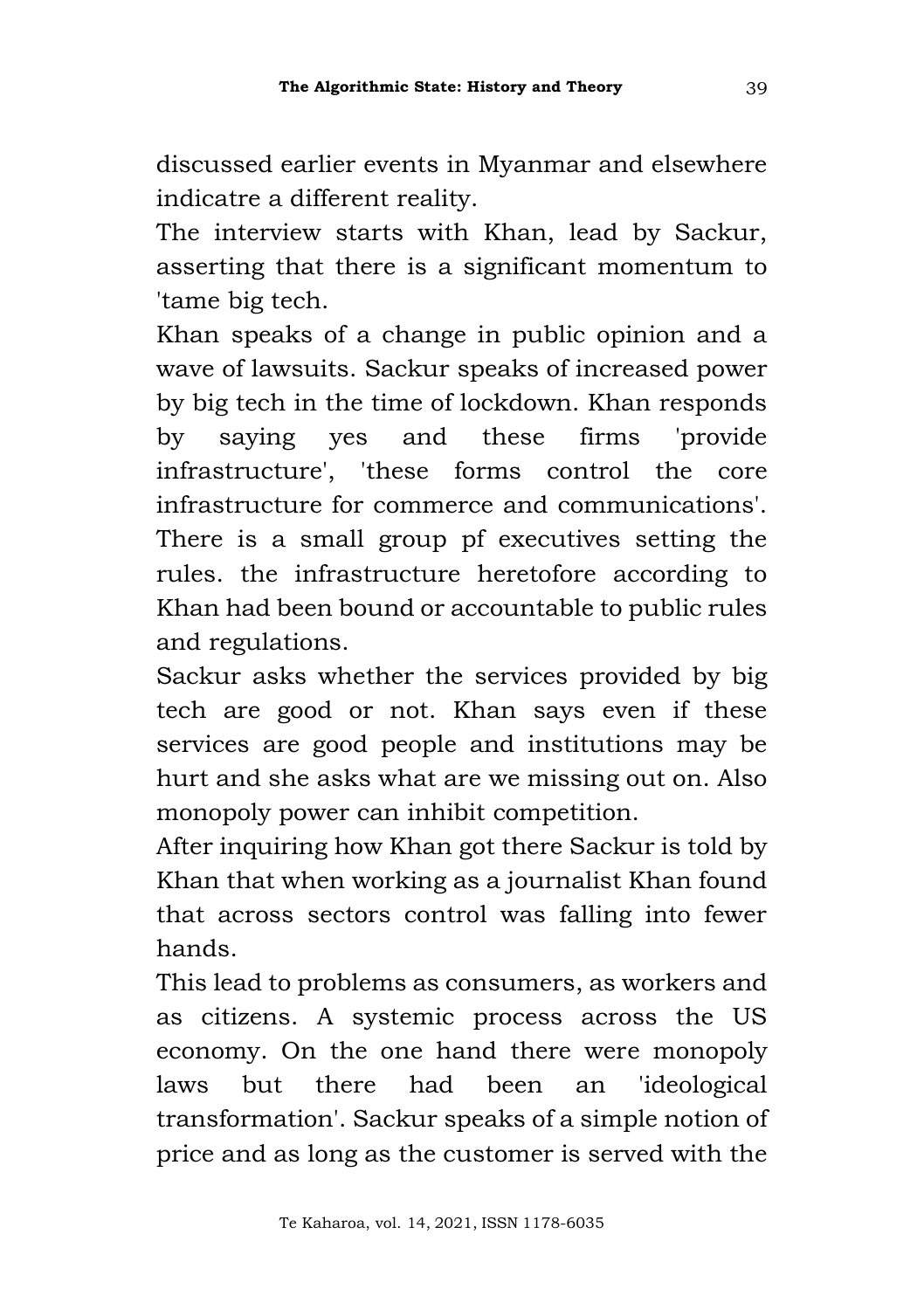discussed earlier events in Myanmar and elsewhere indicatre a different reality.

The interview starts with Khan, lead by Sackur, asserting that there is a significant momentum to 'tame big tech.

Khan speaks of a change in public opinion and a wave of lawsuits. Sackur speaks of increased power by big tech in the time of lockdown. Khan responds by saying yes and these firms 'provide infrastructure', 'these forms control the core infrastructure for commerce and communications'. There is a small group pf executives setting the rules. the infrastructure heretofore according to Khan had been bound or accountable to public rules and regulations.

Sackur asks whether the services provided by big tech are good or not. Khan says even if these services are good people and institutions may be hurt and she asks what are we missing out on. Also monopoly power can inhibit competition.

After inquiring how Khan got there Sackur is told by Khan that when working as a journalist Khan found that across sectors control was falling into fewer hands.

This lead to problems as consumers, as workers and as citizens. A systemic process across the US economy. On the one hand there were monopoly laws but there had been an 'ideological transformation'. Sackur speaks of a simple notion of price and as long as the customer is served with the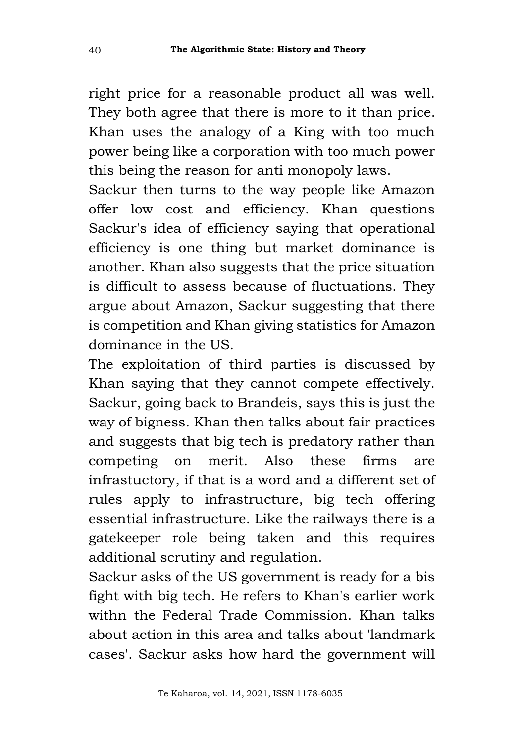right price for a reasonable product all was well. They both agree that there is more to it than price. Khan uses the analogy of a King with too much power being like a corporation with too much power this being the reason for anti monopoly laws.

Sackur then turns to the way people like Amazon offer low cost and efficiency. Khan questions Sackur's idea of efficiency saying that operational efficiency is one thing but market dominance is another. Khan also suggests that the price situation is difficult to assess because of fluctuations. They argue about Amazon, Sackur suggesting that there is competition and Khan giving statistics for Amazon dominance in the US.

The exploitation of third parties is discussed by Khan saying that they cannot compete effectively. Sackur, going back to Brandeis, says this is just the way of bigness. Khan then talks about fair practices and suggests that big tech is predatory rather than competing on merit. Also these firms are infrastuctory, if that is a word and a different set of rules apply to infrastructure, big tech offering essential infrastructure. Like the railways there is a gatekeeper role being taken and this requires additional scrutiny and regulation.

Sackur asks of the US government is ready for a bis fight with big tech. He refers to Khan's earlier work withn the Federal Trade Commission. Khan talks about action in this area and talks about 'landmark cases'. Sackur asks how hard the government will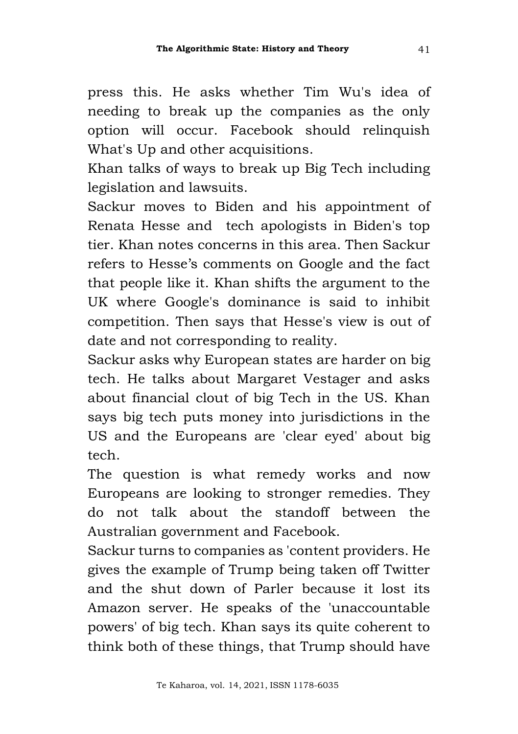press this. He asks whether Tim Wu's idea of needing to break up the companies as the only option will occur. Facebook should relinquish What's Up and other acquisitions.

Khan talks of ways to break up Big Tech including legislation and lawsuits.

Sackur moves to Biden and his appointment of Renata Hesse and tech apologists in Biden's top tier. Khan notes concerns in this area. Then Sackur refers to Hesse's comments on Google and the fact that people like it. Khan shifts the argument to the UK where Google's dominance is said to inhibit competition. Then says that Hesse's view is out of date and not corresponding to reality.

Sackur asks why European states are harder on big tech. He talks about Margaret Vestager and asks about financial clout of big Tech in the US. Khan says big tech puts money into jurisdictions in the US and the Europeans are 'clear eyed' about big tech.

The question is what remedy works and now Europeans are looking to stronger remedies. They do not talk about the standoff between the Australian government and Facebook.

Sackur turns to companies as 'content providers. He gives the example of Trump being taken off Twitter and the shut down of Parler because it lost its Amazon server. He speaks of the 'unaccountable powers' of big tech. Khan says its quite coherent to think both of these things, that Trump should have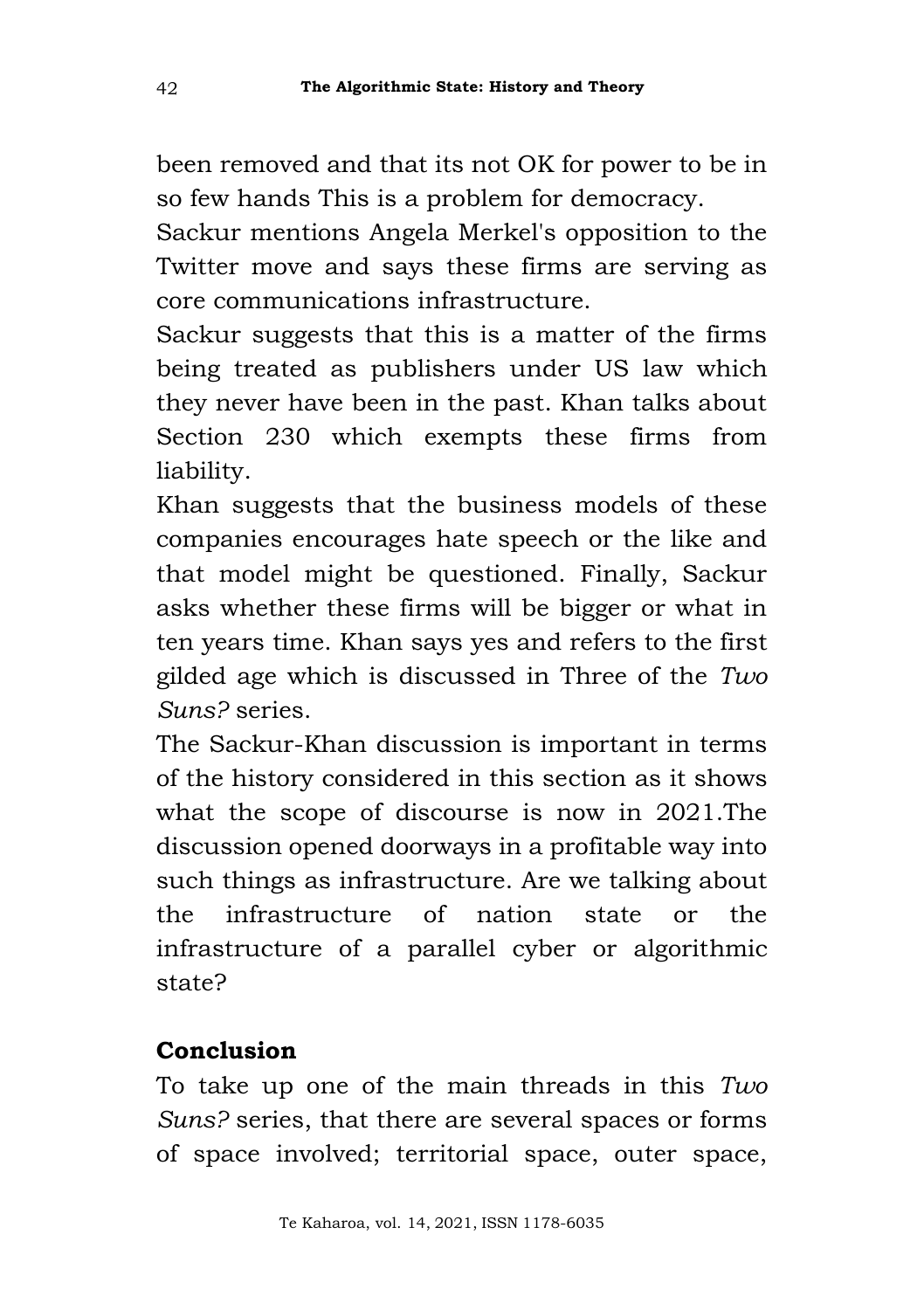been removed and that its not OK for power to be in so few hands This is a problem for democracy.

Sackur mentions Angela Merkel's opposition to the Twitter move and says these firms are serving as core communications infrastructure.

Sackur suggests that this is a matter of the firms being treated as publishers under US law which they never have been in the past. Khan talks about Section 230 which exempts these firms from liability.

Khan suggests that the business models of these companies encourages hate speech or the like and that model might be questioned. Finally, Sackur asks whether these firms will be bigger or what in ten years time. Khan says yes and refers to the first gilded age which is discussed in Three of the *Two Suns?* series.

The Sackur-Khan discussion is important in terms of the history considered in this section as it shows what the scope of discourse is now in 2021.The discussion opened doorways in a profitable way into such things as infrastructure. Are we talking about the infrastructure of nation state or the infrastructure of a parallel cyber or algorithmic state?

## Conclusion

To take up one of the main threads in this *Two Suns?* series, that there are several spaces or forms of space involved; territorial space, outer space,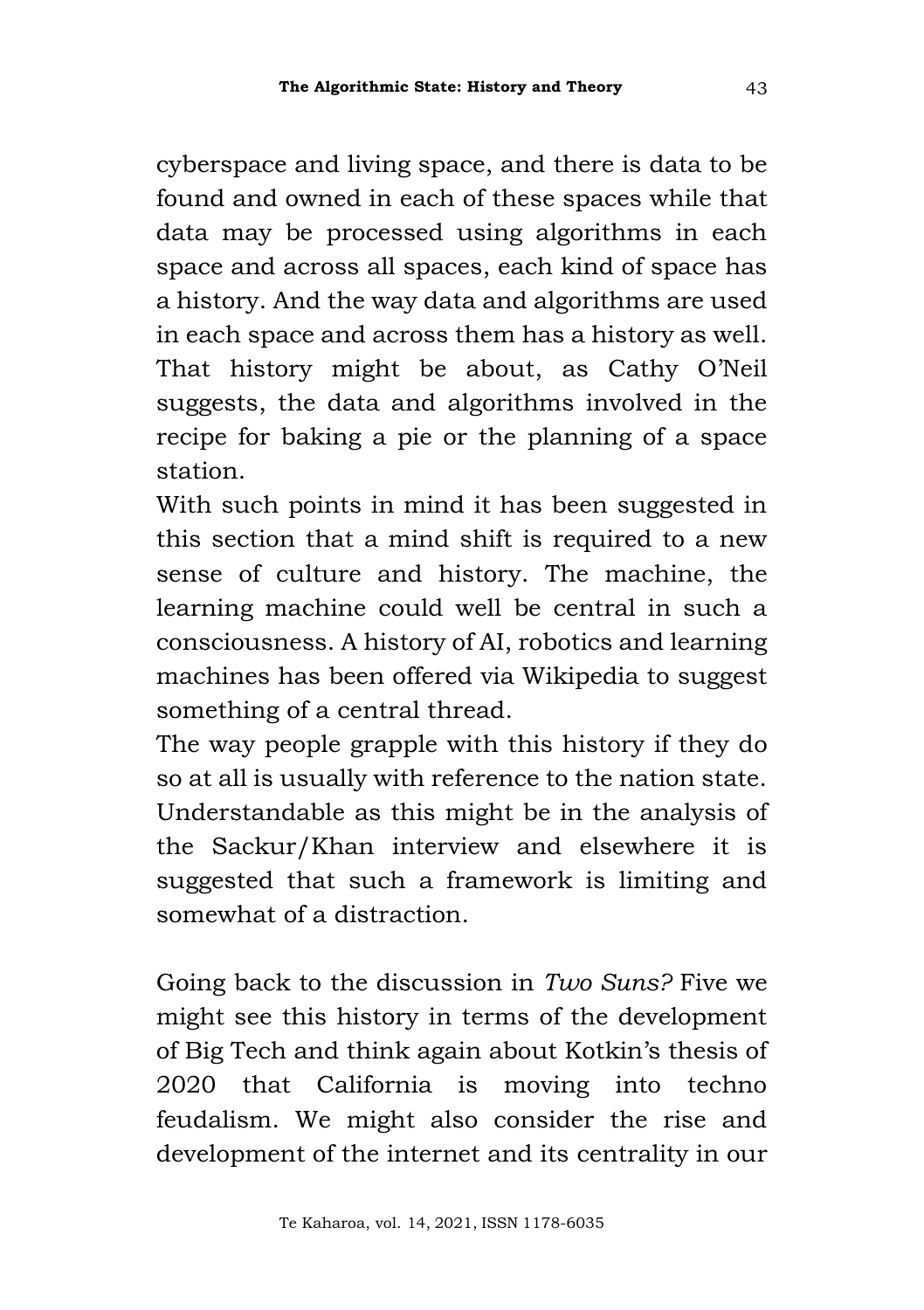cyberspace and living space, and there is data to be found and owned in each of these spaces while that data may be processed using algorithms in each space and across all spaces, each kind of space has a history. And the way data and algorithms are used in each space and across them has a history as well. That history might be about, as Cathy O'Neil suggests, the data and algorithms involved in the recipe for baking a pie or the planning of a space station.

With such points in mind it has been suggested in this section that a mind shift is required to a new sense of culture and history. The machine, the learning machine could well be central in such a consciousness. A history of AI, robotics and learning machines has been offered via Wikipedia to suggest something of a central thread.

The way people grapple with this history if they do so at all is usually with reference to the nation state. Understandable as this might be in the analysis of the Sackur/Khan interview and elsewhere it is suggested that such a framework is limiting and somewhat of a distraction.

Going back to the discussion in *Two Suns?* Five we might see this history in terms of the development of Big Tech and think again about Kotkin's thesis of 2020 that California is moving into techno feudalism. We might also consider the rise and development of the internet and its centrality in our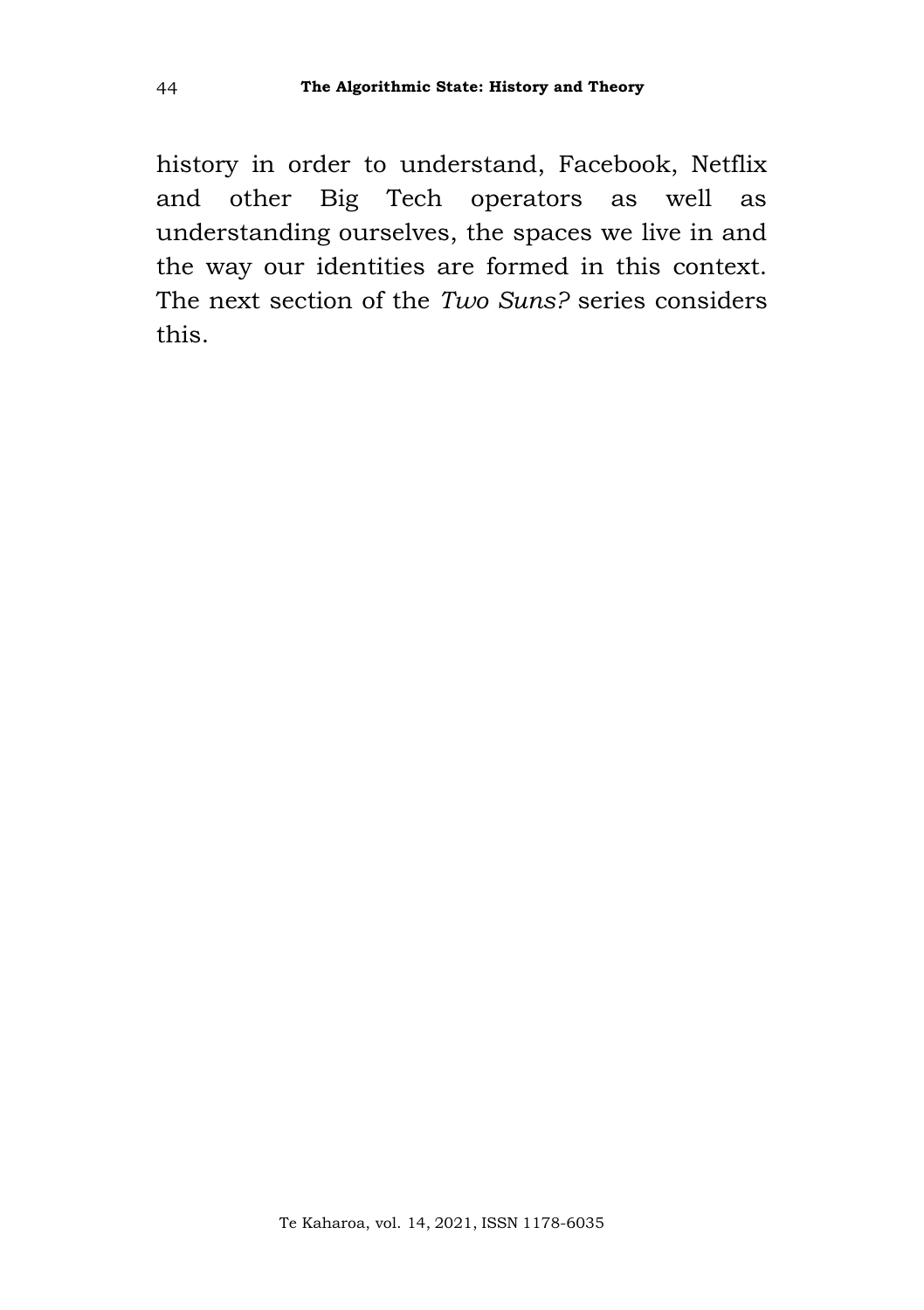history in order to understand, Facebook, Netflix and other Big Tech operators as well as understanding ourselves, the spaces we live in and the way our identities are formed in this context. The next section of the *Two Suns?* series considers this.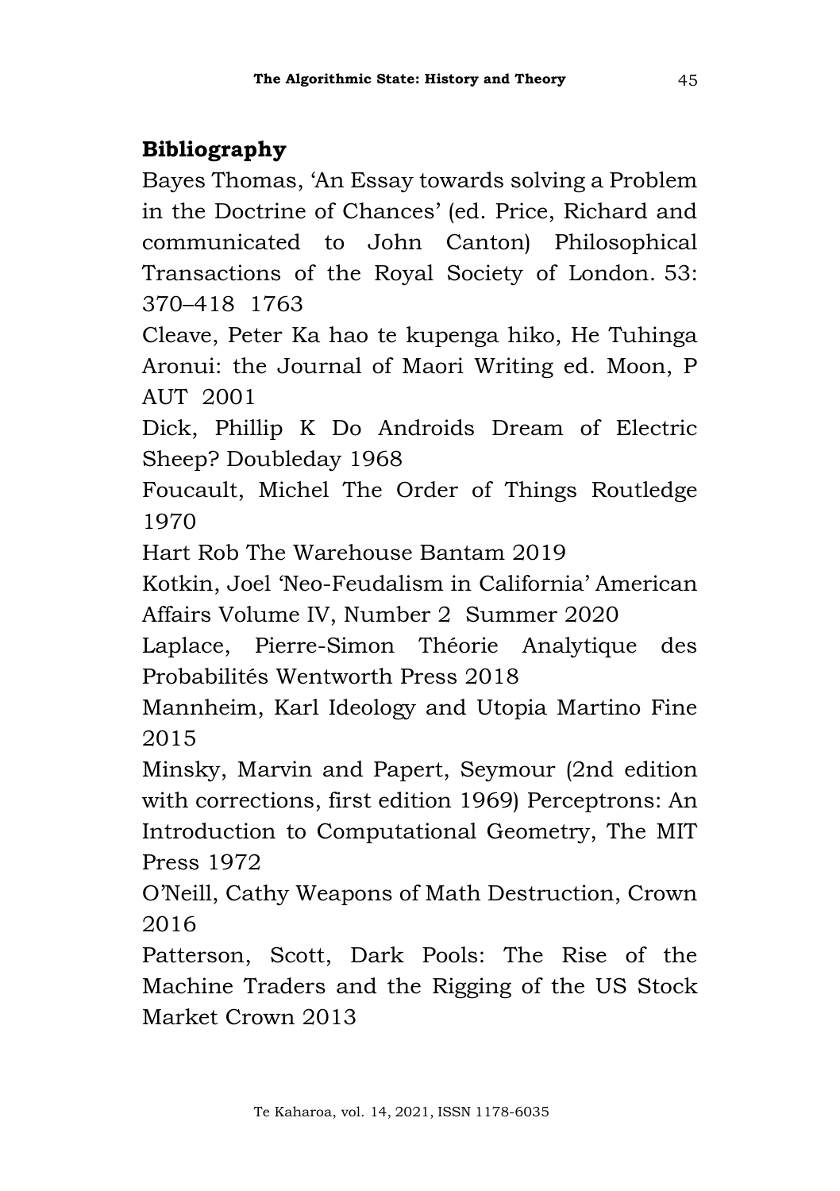## Bibliography

Bayes Thomas, 'An Essay towards solving a Problem in the Doctrine of Chances' (ed. Price, Richard and communicated to John Canton) Philosophical Transactions of the Royal Society of London. 53: 370–418 1763

Cleave, Peter Ka hao te kupenga hiko, He Tuhinga Aronui: the Journal of Maori Writing ed. Moon, P AUT 2001

Dick, Phillip K Do Androids Dream of Electric Sheep? Doubleday 1968

Foucault, Michel The Order of Things Routledge 1970

Hart Rob The Warehouse Bantam 2019

Kotkin, Joel 'Neo-Feudalism in California' American Affairs Volume IV, Number 2 Summer 2020

Laplace, Pierre-Simon Théorie Analytique des Probabilités Wentworth Press 2018

Mannheim, Karl Ideology and Utopia Martino Fine 2015

Minsky, Marvin and Papert, Seymour (2nd edition with corrections, first edition 1969) Perceptrons: An Introduction to Computational Geometry, The MIT Press 1972

O'Neill, Cathy Weapons of Math Destruction, Crown 2016

Patterson, Scott, Dark Pools: The Rise of the Machine Traders and the Rigging of the US Stock Market Crown 2013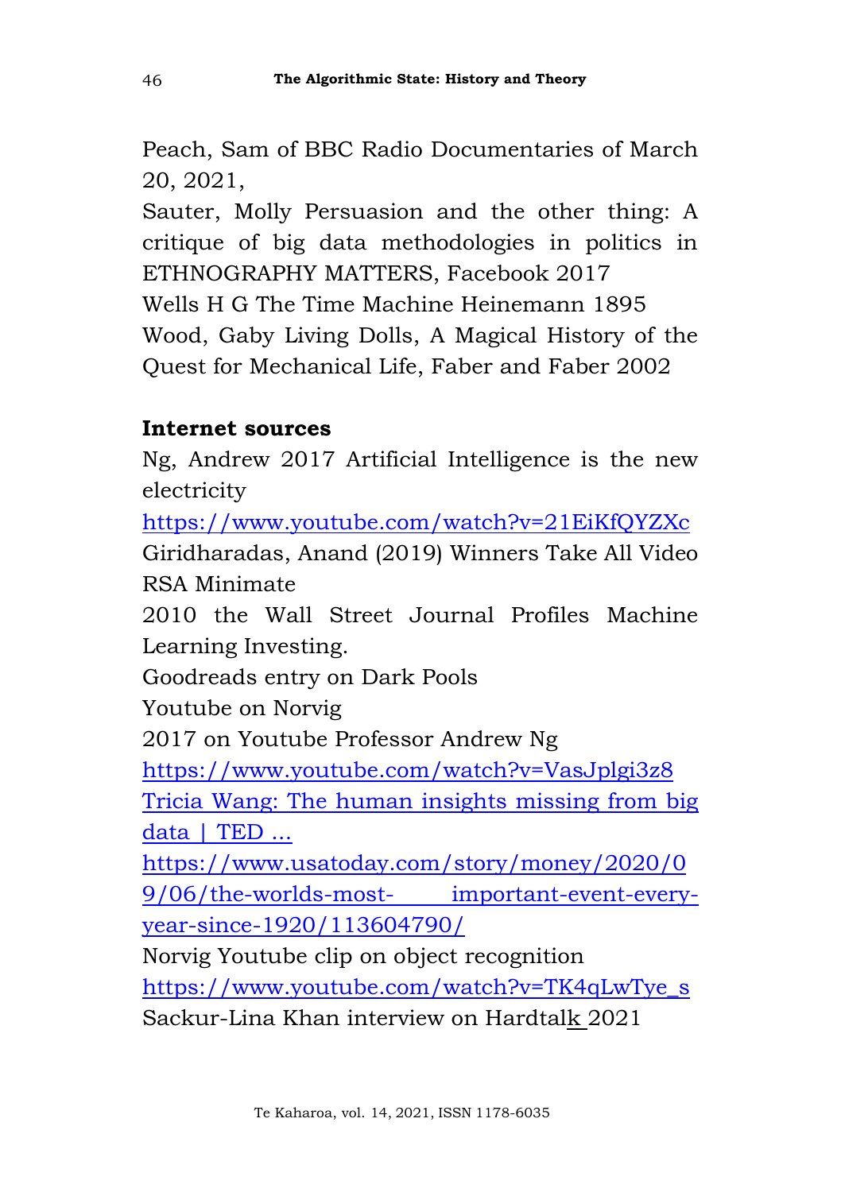Peach, Sam of BBC Radio Documentaries of March 20, 2021,

Sauter, Molly Persuasion and the other thing: A critique of big data methodologies in politics in ETHNOGRAPHY MATTERS, Facebook 2017

Wells H G The Time Machine Heinemann 1895

Wood, Gaby Living Dolls, A Magical History of the Quest for Mechanical Life, Faber and Faber 2002

**Internet sources**

Ng, Andrew 2017 Artificial Intelligence is the new electricity

https://www.youtube.com/watch?v=21EiKfQYZXc

Giridharadas, Anand (2019) Winners Take All Video RSA Minimate

2010 the Wall Street Journal Profiles Machine Learning Investing.

Goodreads entry on Dark Pools

Youtube on Norvig

2017 on Youtube Professor Andrew Ng

https://www.youtube.com/watch?v=VasJplgi3z8

Tricia Wang: The human insights missing from big data | TED ...

https://www.usatoday.com/story/money/2020/09/06/the-worlds-most- important-event-every-year-since-1920/113604790/

Norvig Youtube clip on object recognition

https://www.youtube.com/watch?v=TK4qLwTye_s

Sackur-Lina Khan interview on Hardtalk 2021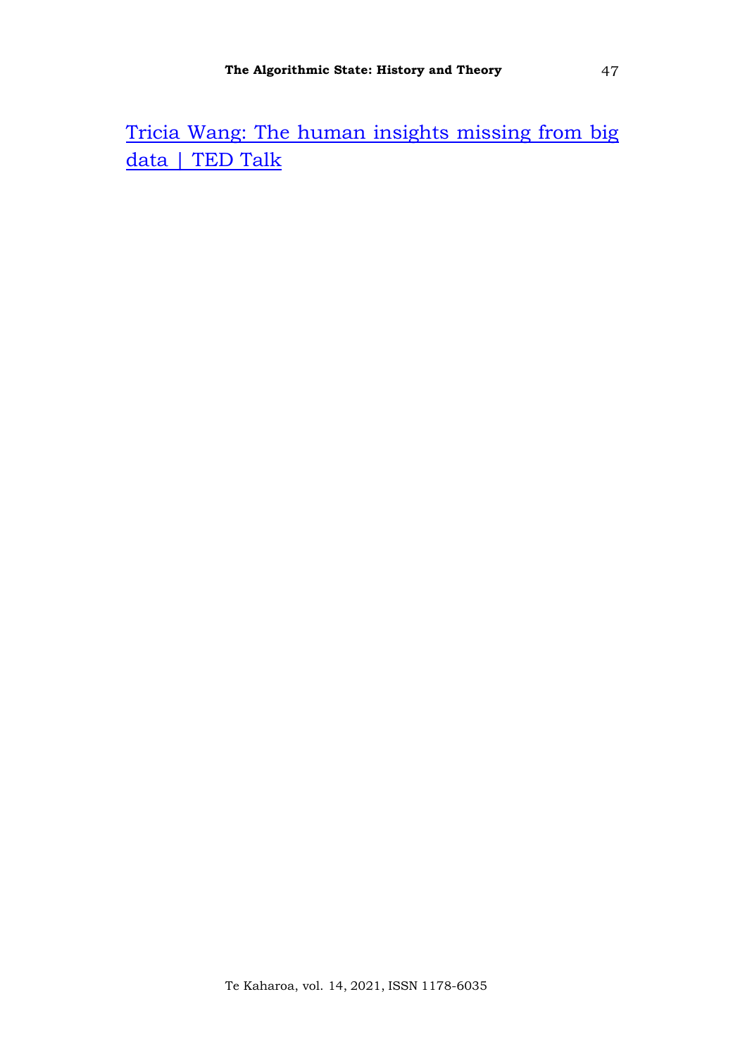Tricia Wang: The human insights missing from big data | TED Talk